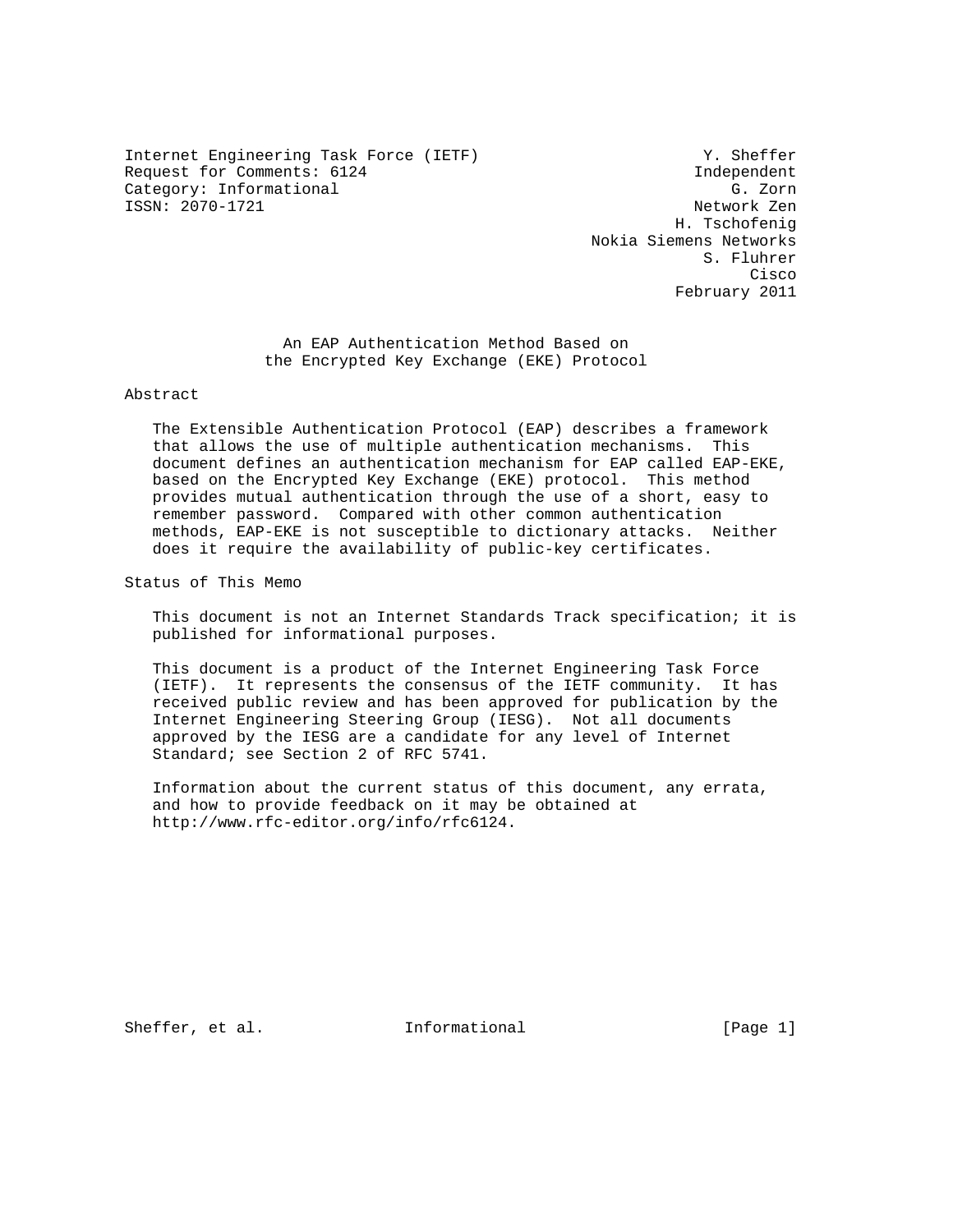Internet Engineering Task Force (IETF) Y. Sheffer
Request for Comments: 6124 Independent
Category: Informational G. Zorn
ISSN: 2070-1721 Network Zen
H. Tschofenig
Nokia Siemens Networks
S. Fluhrer
Cisco
February 2011

# An EAP Authentication Method Based on the Encrypted Key Exchange (EKE) Protocol

## Abstract

The Extensible Authentication Protocol (EAP) describes a framework that allows the use of multiple authentication mechanisms. This document defines an authentication mechanism for EAP called EAP-EKE, based on the Encrypted Key Exchange (EKE) protocol. This method provides mutual authentication through the use of a short, easy to remember password. Compared with other common authentication methods, EAP-EKE is not susceptible to dictionary attacks. Neither does it require the availability of public-key certificates.

## Status of This Memo

This document is not an Internet Standards Track specification; it is published for informational purposes.

This document is a product of the Internet Engineering Task Force (IETF). It represents the consensus of the IETF community. It has received public review and has been approved for publication by the Internet Engineering Steering Group (IESG). Not all documents approved by the IESG are a candidate for any level of Internet Standard; see Section 2 of RFC 5741.

Information about the current status of this document, any errata, and how to provide feedback on it may be obtained at http://www.rfc-editor.org/info/rfc6124.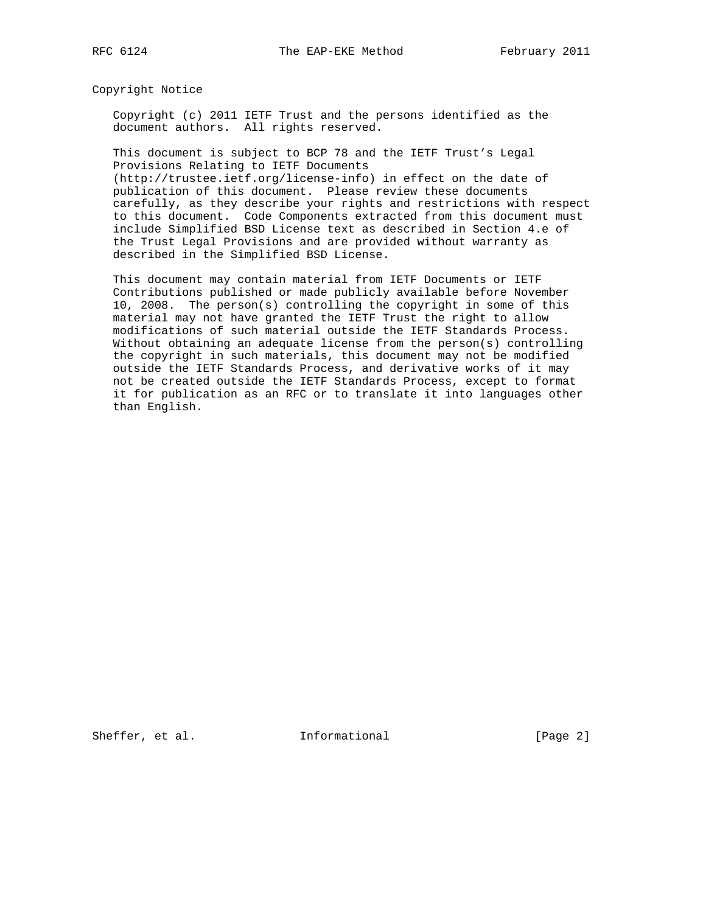## Copyright Notice

Copyright (c) 2011 IETF Trust and the persons identified as the document authors. All rights reserved.

This document is subject to BCP 78 and the IETF Trust's Legal Provisions Relating to IETF Documents (http://trustee.ietf.org/license-info) in effect on the date of publication of this document. Please review these documents carefully, as they describe your rights and restrictions with respect to this document. Code Components extracted from this document must include Simplified BSD License text as described in Section 4.e of the Trust Legal Provisions and are provided without warranty as described in the Simplified BSD License.

This document may contain material from IETF Documents or IETF Contributions published or made publicly available before November 10, 2008. The person(s) controlling the copyright in some of this material may not have granted the IETF Trust the right to allow modifications of such material outside the IETF Standards Process. Without obtaining an adequate license from the person(s) controlling the copyright in such materials, this document may not be modified outside the IETF Standards Process, and derivative works of it may not be created outside the IETF Standards Process, except to format it for publication as an RFC or to translate it into languages other than English.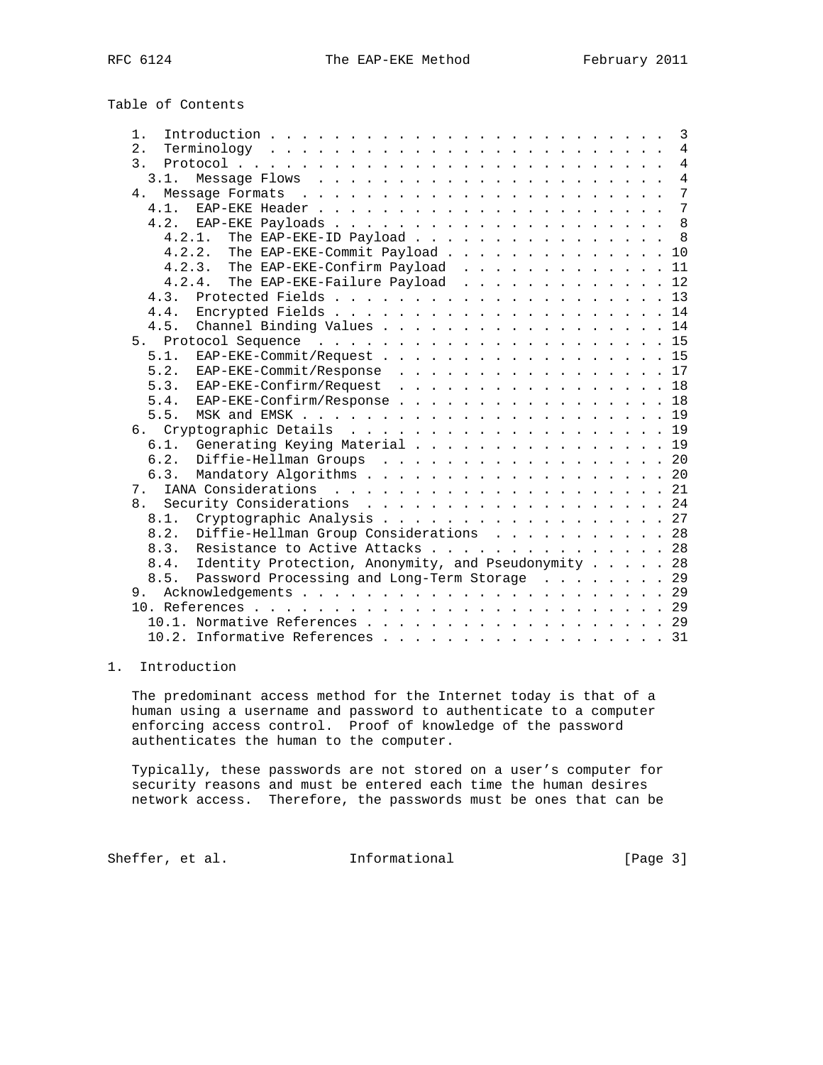Table of Contents

```
   1.  Introduction . . . . . . . . . . . . . . . . . . . . . . . .   3
   2.  Terminology  . . . . . . . . . . . . . . . . . . . . . . . .   4
   3.  Protocol . . . . . . . . . . . . . . . . . . . . . . . . . .   4
     3.1.  Message Flows  . . . . . . . . . . . . . . . . . . . . .   4
   4.  Message Formats  . . . . . . . . . . . . . . . . . . . . . .   7
     4.1.  EAP-EKE Header . . . . . . . . . . . . . . . . . . . . .   7
     4.2.  EAP-EKE Payloads . . . . . . . . . . . . . . . . . . . .   8
       4.2.1.  The EAP-EKE-ID Payload . . . . . . . . . . . . . . .   8
       4.2.2.  The EAP-EKE-Commit Payload . . . . . . . . . . . . .  10
       4.2.3.  The EAP-EKE-Confirm Payload  . . . . . . . . . . . .  11
       4.2.4.  The EAP-EKE-Failure Payload  . . . . . . . . . . . .  12
     4.3.  Protected Fields . . . . . . . . . . . . . . . . . . . .  13
     4.4.  Encrypted Fields . . . . . . . . . . . . . . . . . . . .  14
     4.5.  Channel Binding Values . . . . . . . . . . . . . . . . .  14
   5.  Protocol Sequence  . . . . . . . . . . . . . . . . . . . . .  15
     5.1.  EAP-EKE-Commit/Request . . . . . . . . . . . . . . . . .  15
     5.2.  EAP-EKE-Commit/Response  . . . . . . . . . . . . . . . .  17
     5.3.  EAP-EKE-Confirm/Request  . . . . . . . . . . . . . . . .  18
     5.4.  EAP-EKE-Confirm/Response . . . . . . . . . . . . . . . .  18
     5.5.  MSK and EMSK . . . . . . . . . . . . . . . . . . . . . .  19
   6.  Cryptographic Details  . . . . . . . . . . . . . . . . . . .  19
     6.1.  Generating Keying Material . . . . . . . . . . . . . . .  19
     6.2.  Diffie-Hellman Groups  . . . . . . . . . . . . . . . . .  20
     6.3.  Mandatory Algorithms . . . . . . . . . . . . . . . . . .  20
   7.  IANA Considerations  . . . . . . . . . . . . . . . . . . . .  21
   8.  Security Considerations  . . . . . . . . . . . . . . . . . .  24
     8.1.  Cryptographic Analysis . . . . . . . . . . . . . . . . .  27
     8.2.  Diffie-Hellman Group Considerations  . . . . . . . . . .  28
     8.3.  Resistance to Active Attacks . . . . . . . . . . . . . .  28
     8.4.  Identity Protection, Anonymity, and Pseudonymity . . . .  28
     8.5.  Password Processing and Long-Term Storage  . . . . . . .  29
   9.  Acknowledgements . . . . . . . . . . . . . . . . . . . . . .  29
   10. References . . . . . . . . . . . . . . . . . . . . . . . . .  29
     10.1. Normative References . . . . . . . . . . . . . . . . . .  29
     10.2. Informative References . . . . . . . . . . . . . . . . .  31
```

## 1. Introduction

The predominant access method for the Internet today is that of a human using a username and password to authenticate to a computer enforcing access control. Proof of knowledge of the password authenticates the human to the computer.

Typically, these passwords are not stored on a user's computer for security reasons and must be entered each time the human desires network access. Therefore, the passwords must be ones that can be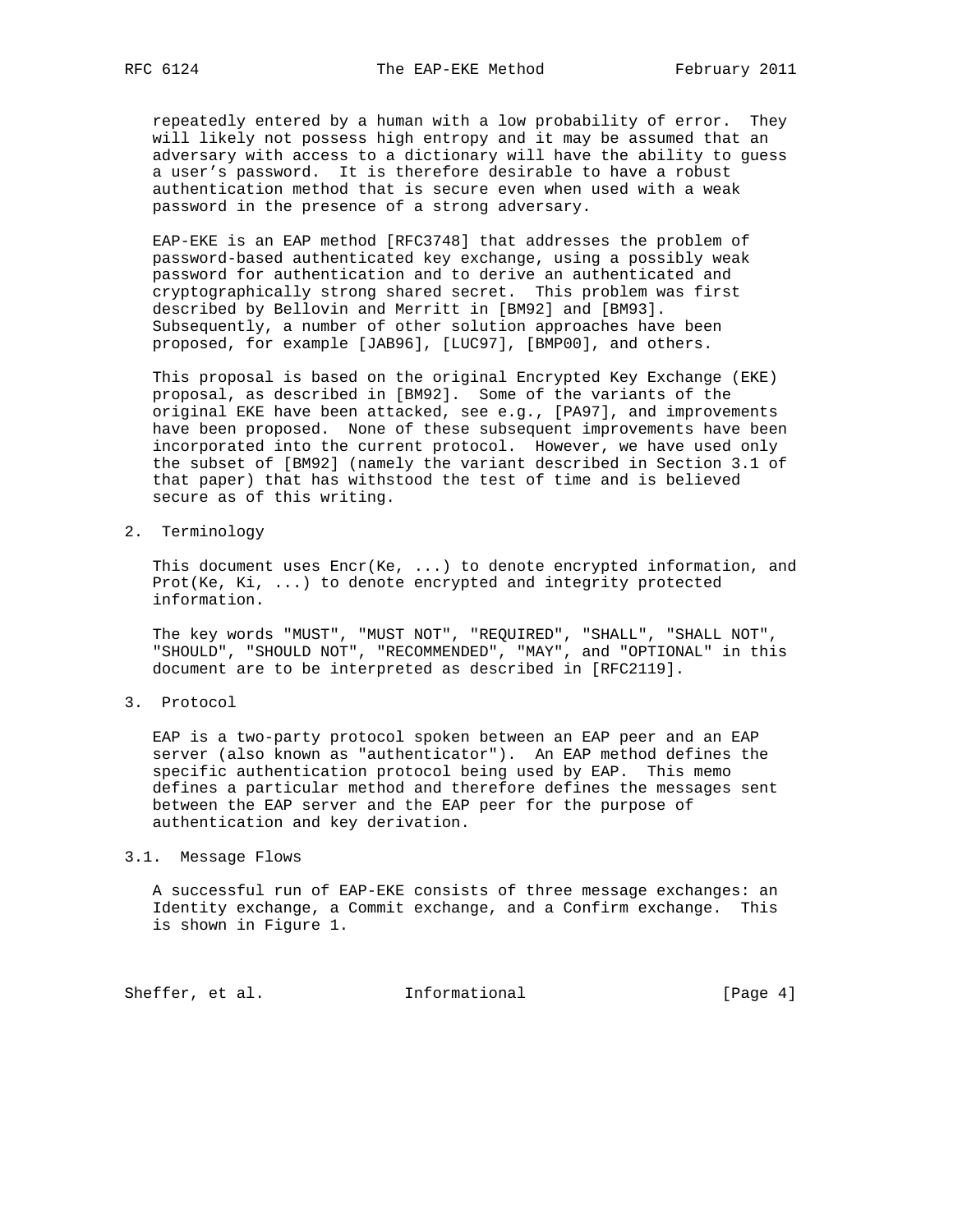repeatedly entered by a human with a low probability of error. They will likely not possess high entropy and it may be assumed that an adversary with access to a dictionary will have the ability to guess a user's password. It is therefore desirable to have a robust authentication method that is secure even when used with a weak password in the presence of a strong adversary.

EAP-EKE is an EAP method [RFC3748] that addresses the problem of password-based authenticated key exchange, using a possibly weak password for authentication and to derive an authenticated and cryptographically strong shared secret. This problem was first described by Bellovin and Merritt in [BM92] and [BM93]. Subsequently, a number of other solution approaches have been proposed, for example [JAB96], [LUC97], [BMP00], and others.

This proposal is based on the original Encrypted Key Exchange (EKE) proposal, as described in [BM92]. Some of the variants of the original EKE have been attacked, see e.g., [PA97], and improvements have been proposed. None of these subsequent improvements have been incorporated into the current protocol. However, we have used only the subset of [BM92] (namely the variant described in Section 3.1 of that paper) that has withstood the test of time and is believed secure as of this writing.

## 2. Terminology

This document uses Encr(Ke, ...) to denote encrypted information, and Prot(Ke, Ki, ...) to denote encrypted and integrity protected information.

The key words "MUST", "MUST NOT", "REQUIRED", "SHALL", "SHALL NOT", "SHOULD", "SHOULD NOT", "RECOMMENDED", "MAY", and "OPTIONAL" in this document are to be interpreted as described in [RFC2119].

## 3. Protocol

EAP is a two-party protocol spoken between an EAP peer and an EAP server (also known as "authenticator"). An EAP method defines the specific authentication protocol being used by EAP. This memo defines a particular method and therefore defines the messages sent between the EAP server and the EAP peer for the purpose of authentication and key derivation.

### 3.1. Message Flows

A successful run of EAP-EKE consists of three message exchanges: an Identity exchange, a Commit exchange, and a Confirm exchange. This is shown in Figure 1.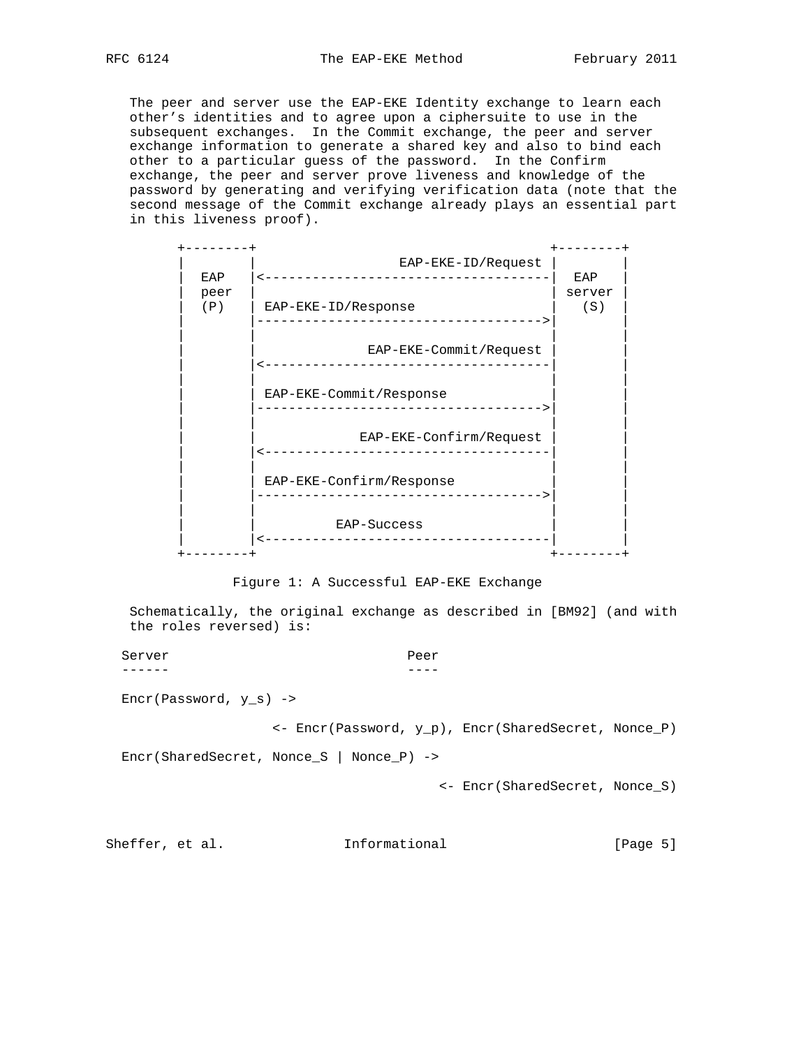The peer and server use the EAP-EKE Identity exchange to learn each other's identities and to agree upon a ciphersuite to use in the subsequent exchanges. In the Commit exchange, the peer and server exchange information to generate a shared key and also to bind each other to a particular guess of the password. In the Confirm exchange, the peer and server prove liveness and knowledge of the password by generating and verifying verification data (note that the second message of the Commit exchange already plays an essential part in this liveness proof).

```
+--------+                                     +--------+
|        |                   EAP-EKE-ID/Request |        |
|  EAP   |<------------------------------------|  EAP   |
|  peer  |                                     | server |
|  (P)   | EAP-EKE-ID/Response                 |  (S)   |
|        |------------------------------------>|        |
|        |                                     |        |
|        |               EAP-EKE-Commit/Request |        |
|        |<------------------------------------|        |
|        |                                     |        |
|        | EAP-EKE-Commit/Response             |        |
|        |------------------------------------>|        |
|        |                                     |        |
|        |              EAP-EKE-Confirm/Request |        |
|        |<------------------------------------|        |
|        |                                     |        |
|        | EAP-EKE-Confirm/Response            |        |
|        |------------------------------------>|        |
|        |                                     |        |
|        |           EAP-Success               |        |
|        |<------------------------------------|        |
+--------+                                     +--------+
```

Figure 1: A Successful EAP-EKE Exchange

Schematically, the original exchange as described in [BM92] (and with the roles reversed) is:

```
Server                              Peer
------                              ----

Encr(Password, y_s) ->

                  <- Encr(Password, y_p), Encr(SharedSecret, Nonce_P)

Encr(SharedSecret, Nonce_S | Nonce_P) ->

                                    <- Encr(SharedSecret, Nonce_S)
```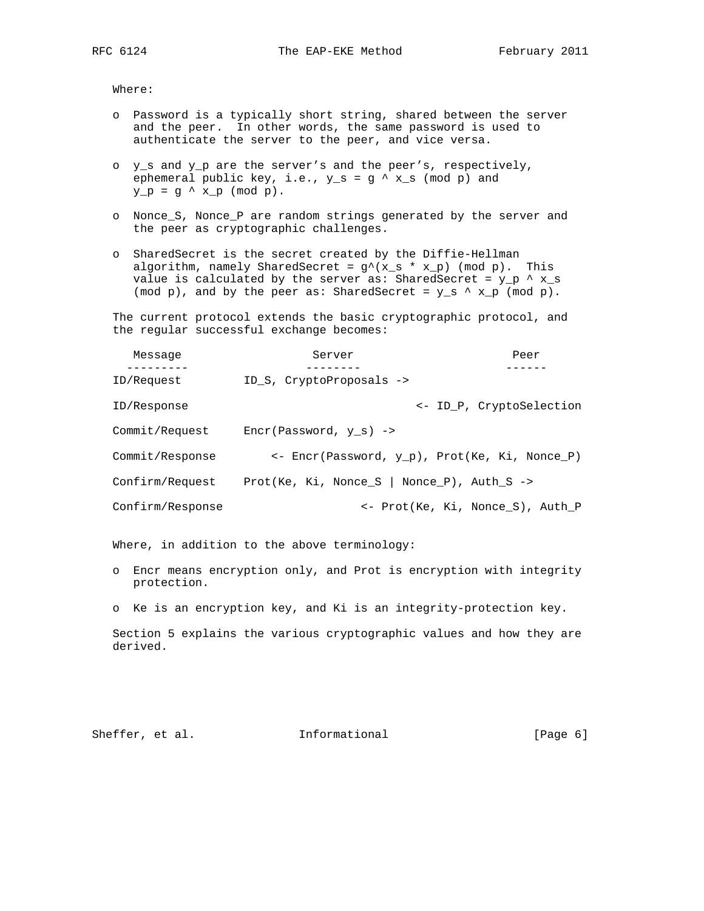Where:

- Password is a typically short string, shared between the server and the peer. In other words, the same password is used to authenticate the server to the peer, and vice versa.
- $y_s$ and $y_p$ are the server's and the peer's, respectively, ephemeral public key, i.e., $y_s = g ^ {x_s} \pmod{p}$ and $y_p = g ^ {x_p} \pmod{p}$.
- Nonce_S, Nonce_P are random strings generated by the server and the peer as cryptographic challenges.
- SharedSecret is the secret created by the Diffie-Hellman algorithm, namely SharedSecret = $g^{(x_s * x_p)} \pmod{p}$. This value is calculated by the server as: SharedSecret = $y_p ^ {x_s} \pmod{p}$, and by the peer as: SharedSecret = $y_s ^ {x_p} \pmod{p}$.

The current protocol extends the basic cryptographic protocol, and the regular successful exchange becomes:

```
   Message               Server                       Peer
  ---------             --------                     ------
ID/Request        ID_S, CryptoProposals ->

ID/Response                                  <- ID_P, CryptoSelection

Commit/Request     Encr(Password, y_s) ->

Commit/Response        <- Encr(Password, y_p), Prot(Ke, Ki, Nonce_P)

Confirm/Request    Prot(Ke, Ki, Nonce_S | Nonce_P), Auth_S ->

Confirm/Response                   <- Prot(Ke, Ki, Nonce_S), Auth_P
```

Where, in addition to the above terminology:

- Encr means encryption only, and Prot is encryption with integrity protection.
- Ke is an encryption key, and Ki is an integrity-protection key.

Section 5 explains the various cryptographic values and how they are derived.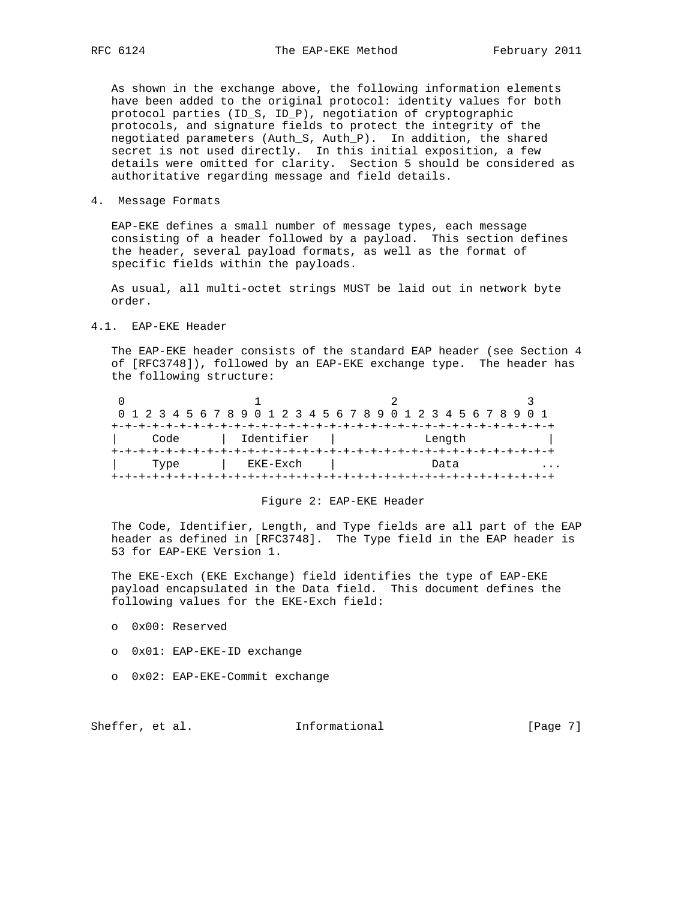As shown in the exchange above, the following information elements have been added to the original protocol: identity values for both protocol parties (ID_S, ID_P), negotiation of cryptographic protocols, and signature fields to protect the integrity of the negotiated parameters (Auth_S, Auth_P). In addition, the shared secret is not used directly. In this initial exposition, a few details were omitted for clarity. Section 5 should be considered as authoritative regarding message and field details.

## 4. Message Formats

EAP-EKE defines a small number of message types, each message consisting of a header followed by a payload. This section defines the header, several payload formats, as well as the format of specific fields within the payloads.

As usual, all multi-octet strings MUST be laid out in network byte order.

### 4.1. EAP-EKE Header

The EAP-EKE header consists of the standard EAP header (see Section 4 of [RFC3748]), followed by an EAP-EKE exchange type. The header has the following structure:

```
 0                   1                   2                   3
 0 1 2 3 4 5 6 7 8 9 0 1 2 3 4 5 6 7 8 9 0 1 2 3 4 5 6 7 8 9 0 1
+-+-+-+-+-+-+-+-+-+-+-+-+-+-+-+-+-+-+-+-+-+-+-+-+-+-+-+-+-+-+-+-+
|     Code      |  Identifier   |            Length             |
+-+-+-+-+-+-+-+-+-+-+-+-+-+-+-+-+-+-+-+-+-+-+-+-+-+-+-+-+-+-+-+-+
|     Type      |   EKE-Exch    |             Data            ...
+-+-+-+-+-+-+-+-+-+-+-+-+-+-+-+-+-+-+-+-+-+-+-+-+-+-+-+-+-+-+-+-+
```

Figure 2: EAP-EKE Header

The Code, Identifier, Length, and Type fields are all part of the EAP header as defined in [RFC3748]. The Type field in the EAP header is 53 for EAP-EKE Version 1.

The EKE-Exch (EKE Exchange) field identifies the type of EAP-EKE payload encapsulated in the Data field. This document defines the following values for the EKE-Exch field:

- 0x00: Reserved
- 0x01: EAP-EKE-ID exchange
- 0x02: EAP-EKE-Commit exchange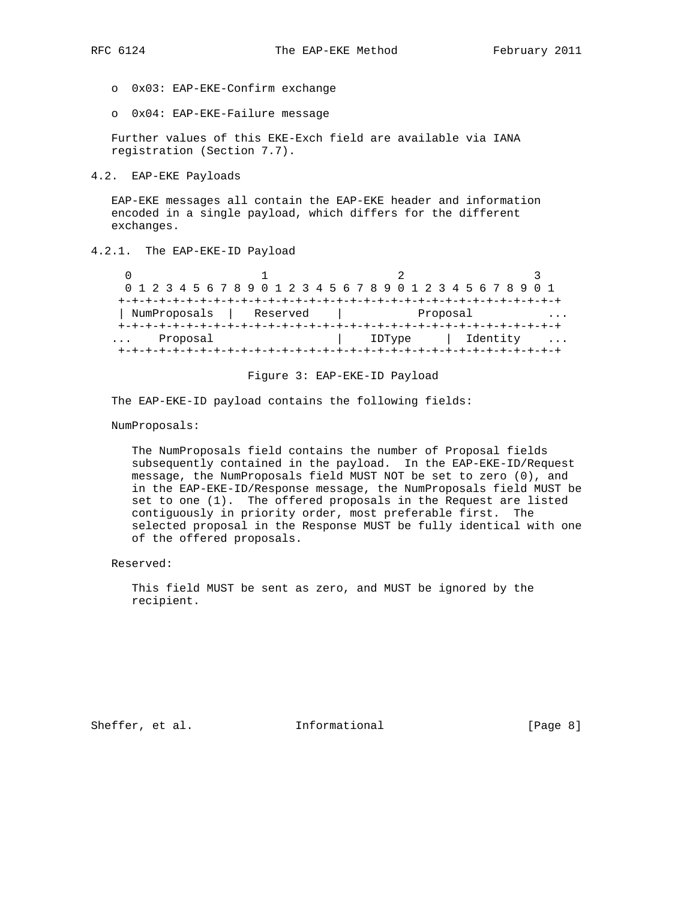- 0x03: EAP-EKE-Confirm exchange

- 0x04: EAP-EKE-Failure message

Further values of this EKE-Exch field are available via IANA registration (Section 7.7).

## 4.2. EAP-EKE Payloads

EAP-EKE messages all contain the EAP-EKE header and information encoded in a single payload, which differs for the different exchanges.

### 4.2.1. The EAP-EKE-ID Payload

```
    0                   1                   2                   3
    0 1 2 3 4 5 6 7 8 9 0 1 2 3 4 5 6 7 8 9 0 1 2 3 4 5 6 7 8 9 0 1
   +-+-+-+-+-+-+-+-+-+-+-+-+-+-+-+-+-+-+-+-+-+-+-+-+-+-+-+-+-+-+-+-+
   | NumProposals  |   Reserved    |           Proposal          ...
   +-+-+-+-+-+-+-+-+-+-+-+-+-+-+-+-+-+-+-+-+-+-+-+-+-+-+-+-+-+-+-+-+
  ...    Proposal                  |    IDType     |  Identity    ...
   +-+-+-+-+-+-+-+-+-+-+-+-+-+-+-+-+-+-+-+-+-+-+-+-+-+-+-+-+-+-+-+-+
```

Figure 3: EAP-EKE-ID Payload

The EAP-EKE-ID payload contains the following fields:

NumProposals:

The NumProposals field contains the number of Proposal fields subsequently contained in the payload. In the EAP-EKE-ID/Request message, the NumProposals field MUST NOT be set to zero (0), and in the EAP-EKE-ID/Response message, the NumProposals field MUST be set to one (1). The offered proposals in the Request are listed contiguously in priority order, most preferable first. The selected proposal in the Response MUST be fully identical with one of the offered proposals.

Reserved:

This field MUST be sent as zero, and MUST be ignored by the recipient.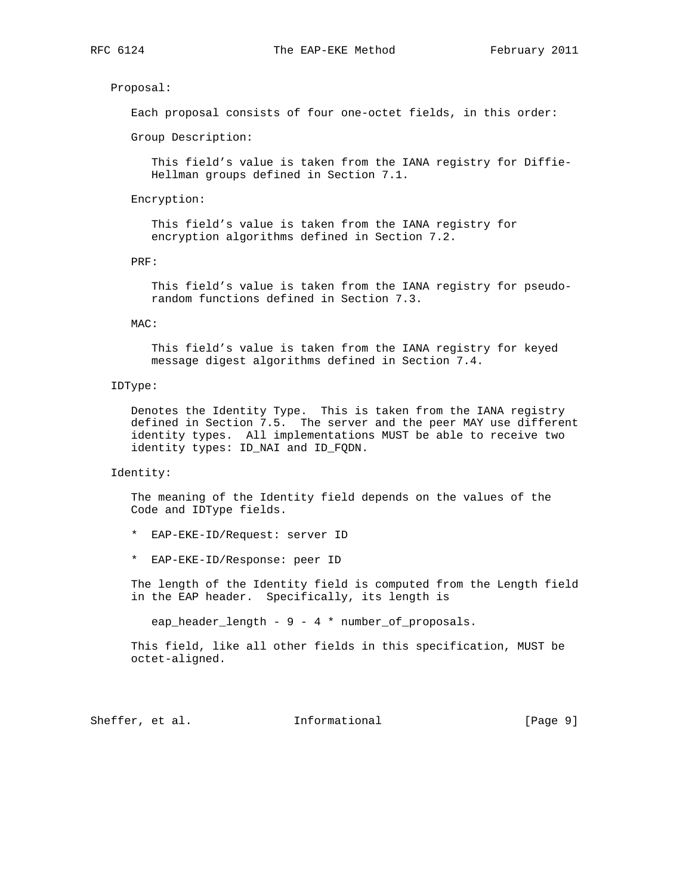Proposal:

Each proposal consists of four one-octet fields, in this order:

Group Description:

This field’s value is taken from the IANA registry for Diffie-Hellman groups defined in Section 7.1.

Encryption:

This field’s value is taken from the IANA registry for encryption algorithms defined in Section 7.2.

PRF:

This field’s value is taken from the IANA registry for pseudo-random functions defined in Section 7.3.

MAC:

This field’s value is taken from the IANA registry for keyed message digest algorithms defined in Section 7.4.

IDType:

Denotes the Identity Type. This is taken from the IANA registry defined in Section 7.5. The server and the peer MAY use different identity types. All implementations MUST be able to receive two identity types: ID_NAI and ID_FQDN.

Identity:

The meaning of the Identity field depends on the values of the Code and IDType fields.

* EAP-EKE-ID/Request: server ID
* EAP-EKE-ID/Response: peer ID

The length of the Identity field is computed from the Length field in the EAP header. Specifically, its length is

```
eap_header_length - 9 - 4 * number_of_proposals.
```

This field, like all other fields in this specification, MUST be octet-aligned.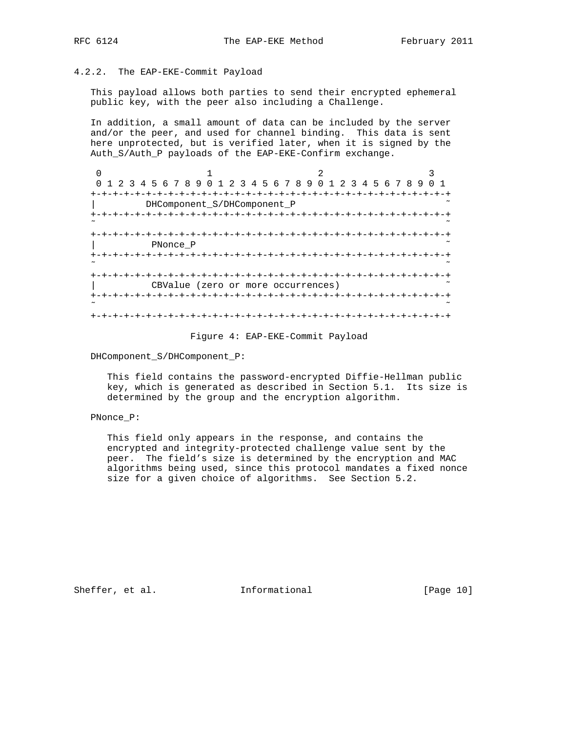### 4.2.2. The EAP-EKE-Commit Payload

This payload allows both parties to send their encrypted ephemeral public key, with the peer also including a Challenge.

In addition, a small amount of data can be included by the server and/or the peer, and used for channel binding. This data is sent here unprotected, but is verified later, when it is signed by the Auth_S/Auth_P payloads of the EAP-EKE-Confirm exchange.

```
 0                   1                   2                   3
 0 1 2 3 4 5 6 7 8 9 0 1 2 3 4 5 6 7 8 9 0 1 2 3 4 5 6 7 8 9 0 1
+-+-+-+-+-+-+-+-+-+-+-+-+-+-+-+-+-+-+-+-+-+-+-+-+-+-+-+-+-+-+-+-+
|        DHComponent_S/DHComponent_P                            ~
+-+-+-+-+-+-+-+-+-+-+-+-+-+-+-+-+-+-+-+-+-+-+-+-+-+-+-+-+-+-+-+-+
~                                                               ~
+-+-+-+-+-+-+-+-+-+-+-+-+-+-+-+-+-+-+-+-+-+-+-+-+-+-+-+-+-+-+-+-+
|          PNonce_P                                             ~
+-+-+-+-+-+-+-+-+-+-+-+-+-+-+-+-+-+-+-+-+-+-+-+-+-+-+-+-+-+-+-+-+
~                                                               ~
+-+-+-+-+-+-+-+-+-+-+-+-+-+-+-+-+-+-+-+-+-+-+-+-+-+-+-+-+-+-+-+-+
|          CBValue (zero or more occurrences)                   ~
+-+-+-+-+-+-+-+-+-+-+-+-+-+-+-+-+-+-+-+-+-+-+-+-+-+-+-+-+-+-+-+-+
~                                                               ~
+-+-+-+-+-+-+-+-+-+-+-+-+-+-+-+-+-+-+-+-+-+-+-+-+-+-+-+-+-+-+-+-+
```

Figure 4: EAP-EKE-Commit Payload

DHComponent_S/DHComponent_P:

This field contains the password-encrypted Diffie-Hellman public key, which is generated as described in Section 5.1. Its size is determined by the group and the encryption algorithm.

PNonce_P:

This field only appears in the response, and contains the encrypted and integrity-protected challenge value sent by the peer. The field's size is determined by the encryption and MAC algorithms being used, since this protocol mandates a fixed nonce size for a given choice of algorithms. See Section 5.2.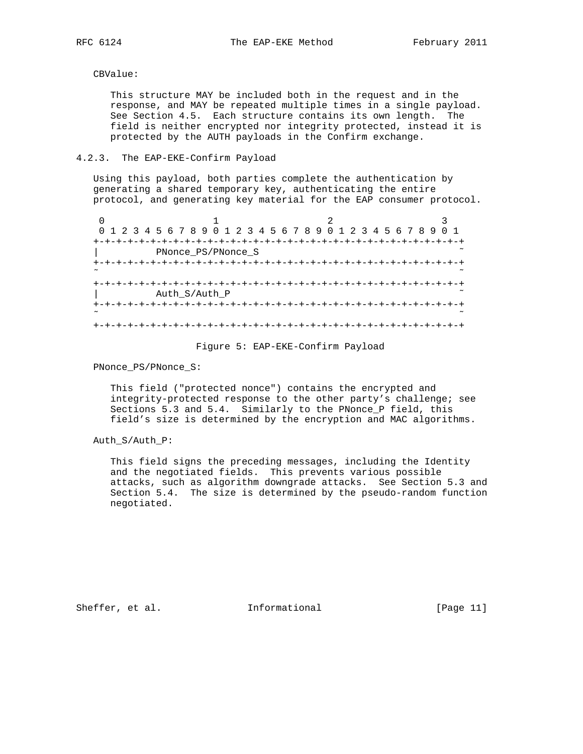CBValue:

This structure MAY be included both in the request and in the response, and MAY be repeated multiple times in a single payload. See Section 4.5. Each structure contains its own length. The field is neither encrypted nor integrity protected, instead it is protected by the AUTH payloads in the Confirm exchange.

### 4.2.3. The EAP-EKE-Confirm Payload

Using this payload, both parties complete the authentication by generating a shared temporary key, authenticating the entire protocol, and generating key material for the EAP consumer protocol.

```
 0                   1                   2                   3
 0 1 2 3 4 5 6 7 8 9 0 1 2 3 4 5 6 7 8 9 0 1 2 3 4 5 6 7 8 9 0 1
+-+-+-+-+-+-+-+-+-+-+-+-+-+-+-+-+-+-+-+-+-+-+-+-+-+-+-+-+-+-+-+-+
|          PNonce_PS/PNonce_S                                   ~
+-+-+-+-+-+-+-+-+-+-+-+-+-+-+-+-+-+-+-+-+-+-+-+-+-+-+-+-+-+-+-+-+
~                                                               ~
+-+-+-+-+-+-+-+-+-+-+-+-+-+-+-+-+-+-+-+-+-+-+-+-+-+-+-+-+-+-+-+-+
|          Auth_S/Auth_P                                        ~
+-+-+-+-+-+-+-+-+-+-+-+-+-+-+-+-+-+-+-+-+-+-+-+-+-+-+-+-+-+-+-+-+
~                                                               ~
+-+-+-+-+-+-+-+-+-+-+-+-+-+-+-+-+-+-+-+-+-+-+-+-+-+-+-+-+-+-+-+-+
```

Figure 5: EAP-EKE-Confirm Payload

PNonce_PS/PNonce_S:

This field ("protected nonce") contains the encrypted and integrity-protected response to the other party's challenge; see Sections 5.3 and 5.4. Similarly to the PNonce_P field, this field's size is determined by the encryption and MAC algorithms.

Auth_S/Auth_P:

This field signs the preceding messages, including the Identity and the negotiated fields. This prevents various possible attacks, such as algorithm downgrade attacks. See Section 5.3 and Section 5.4. The size is determined by the pseudo-random function negotiated.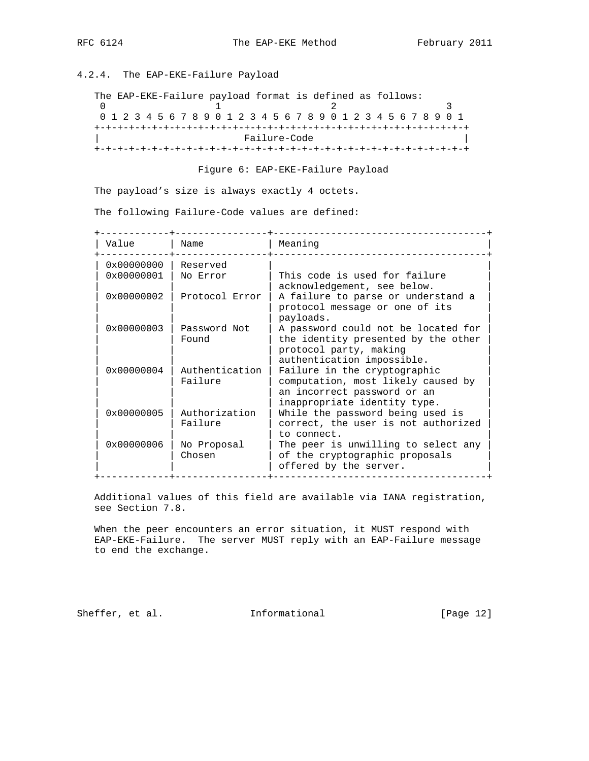### 4.2.4. The EAP-EKE-Failure Payload

The EAP-EKE-Failure payload format is defined as follows:

```
 0                   1                   2                   3
 0 1 2 3 4 5 6 7 8 9 0 1 2 3 4 5 6 7 8 9 0 1 2 3 4 5 6 7 8 9 0 1
+-+-+-+-+-+-+-+-+-+-+-+-+-+-+-+-+-+-+-+-+-+-+-+-+-+-+-+-+-+-+-+-+
|                         Failure-Code                          |
+-+-+-+-+-+-+-+-+-+-+-+-+-+-+-+-+-+-+-+-+-+-+-+-+-+-+-+-+-+-+-+-+
```

Figure 6: EAP-EKE-Failure Payload

The payload's size is always exactly 4 octets.

The following Failure-Code values are defined:

| Value | Name | Meaning |
|---|---|---|
| 0x00000000 | Reserved | |
| 0x00000001 | No Error | This code is used for failure acknowledgement, see below. |
| 0x00000002 | Protocol Error | A failure to parse or understand a protocol message or one of its payloads. |
| 0x00000003 | Password Not Found | A password could not be located for the identity presented by the other protocol party, making authentication impossible. |
| 0x00000004 | Authentication Failure | Failure in the cryptographic computation, most likely caused by an incorrect password or an inappropriate identity type. |
| 0x00000005 | Authorization Failure | While the password being used is correct, the user is not authorized to connect. |
| 0x00000006 | No Proposal Chosen | The peer is unwilling to select any of the cryptographic proposals offered by the server. |

Additional values of this field are available via IANA registration, see Section 7.8.

When the peer encounters an error situation, it MUST respond with EAP-EKE-Failure. The server MUST reply with an EAP-Failure message to end the exchange.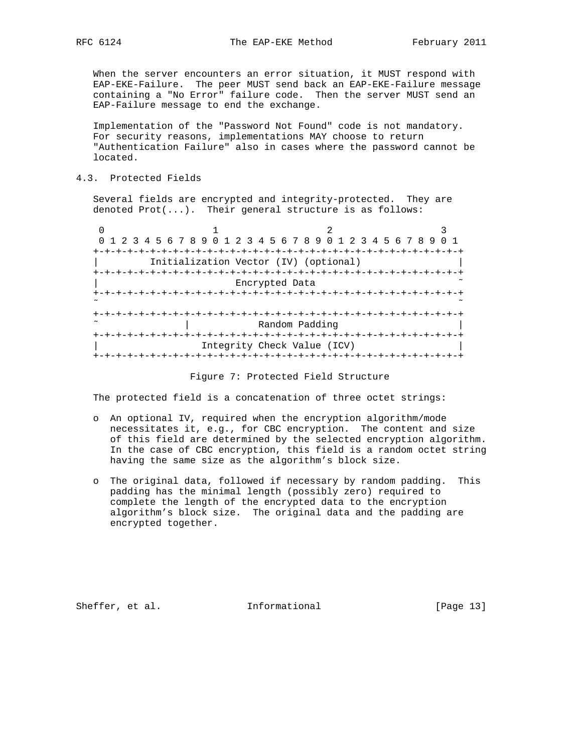When the server encounters an error situation, it MUST respond with EAP-EKE-Failure. The peer MUST send back an EAP-EKE-Failure message containing a "No Error" failure code. Then the server MUST send an EAP-Failure message to end the exchange.

Implementation of the "Password Not Found" code is not mandatory. For security reasons, implementations MAY choose to return "Authentication Failure" also in cases where the password cannot be located.

## 4.3. Protected Fields

Several fields are encrypted and integrity-protected. They are denoted Prot(...). Their general structure is as follows:

```
 0                   1                   2                   3
 0 1 2 3 4 5 6 7 8 9 0 1 2 3 4 5 6 7 8 9 0 1 2 3 4 5 6 7 8 9 0 1
+-+-+-+-+-+-+-+-+-+-+-+-+-+-+-+-+-+-+-+-+-+-+-+-+-+-+-+-+-+-+-+-+
|         Initialization Vector (IV) (optional)                 |
+-+-+-+-+-+-+-+-+-+-+-+-+-+-+-+-+-+-+-+-+-+-+-+-+-+-+-+-+-+-+-+-+
|                       Encrypted Data                          ~
+-+-+-+-+-+-+-+-+-+-+-+-+-+-+-+-+-+-+-+-+-+-+-+-+-+-+-+-+-+-+-+-+
~                                                               ~
+-+-+-+-+-+-+-+-+-+-+-+-+-+-+-+-+-+-+-+-+-+-+-+-+-+-+-+-+-+-+-+-+
~              |            Random Padding                      |
+-+-+-+-+-+-+-+-+-+-+-+-+-+-+-+-+-+-+-+-+-+-+-+-+-+-+-+-+-+-+-+-+
|                 Integrity Check Value (ICV)                   |
+-+-+-+-+-+-+-+-+-+-+-+-+-+-+-+-+-+-+-+-+-+-+-+-+-+-+-+-+-+-+-+-+
```

Figure 7: Protected Field Structure

The protected field is a concatenation of three octet strings:

- An optional IV, required when the encryption algorithm/mode necessitates it, e.g., for CBC encryption. The content and size of this field are determined by the selected encryption algorithm. In the case of CBC encryption, this field is a random octet string having the same size as the algorithm's block size.
- The original data, followed if necessary by random padding. This padding has the minimal length (possibly zero) required to complete the length of the encrypted data to the encryption algorithm's block size. The original data and the padding are encrypted together.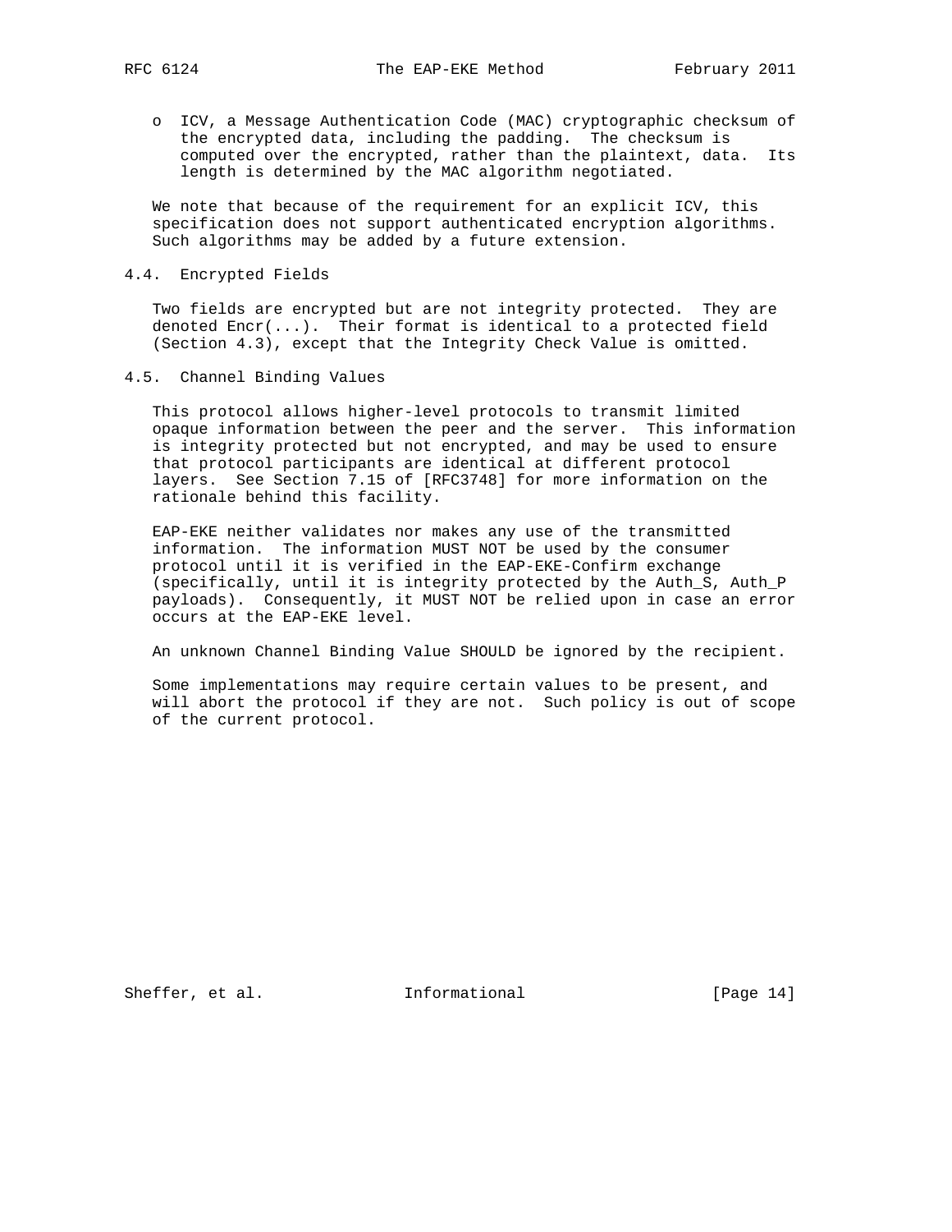- ICV, a Message Authentication Code (MAC) cryptographic checksum of the encrypted data, including the padding. The checksum is computed over the encrypted, rather than the plaintext, data. Its length is determined by the MAC algorithm negotiated.

We note that because of the requirement for an explicit ICV, this specification does not support authenticated encryption algorithms. Such algorithms may be added by a future extension.

## 4.4. Encrypted Fields

Two fields are encrypted but are not integrity protected. They are denoted Encr(...). Their format is identical to a protected field (Section 4.3), except that the Integrity Check Value is omitted.

## 4.5. Channel Binding Values

This protocol allows higher-level protocols to transmit limited opaque information between the peer and the server. This information is integrity protected but not encrypted, and may be used to ensure that protocol participants are identical at different protocol layers. See Section 7.15 of [RFC3748] for more information on the rationale behind this facility.

EAP-EKE neither validates nor makes any use of the transmitted information. The information MUST NOT be used by the consumer protocol until it is verified in the EAP-EKE-Confirm exchange (specifically, until it is integrity protected by the Auth_S, Auth_P payloads). Consequently, it MUST NOT be relied upon in case an error occurs at the EAP-EKE level.

An unknown Channel Binding Value SHOULD be ignored by the recipient.

Some implementations may require certain values to be present, and will abort the protocol if they are not. Such policy is out of scope of the current protocol.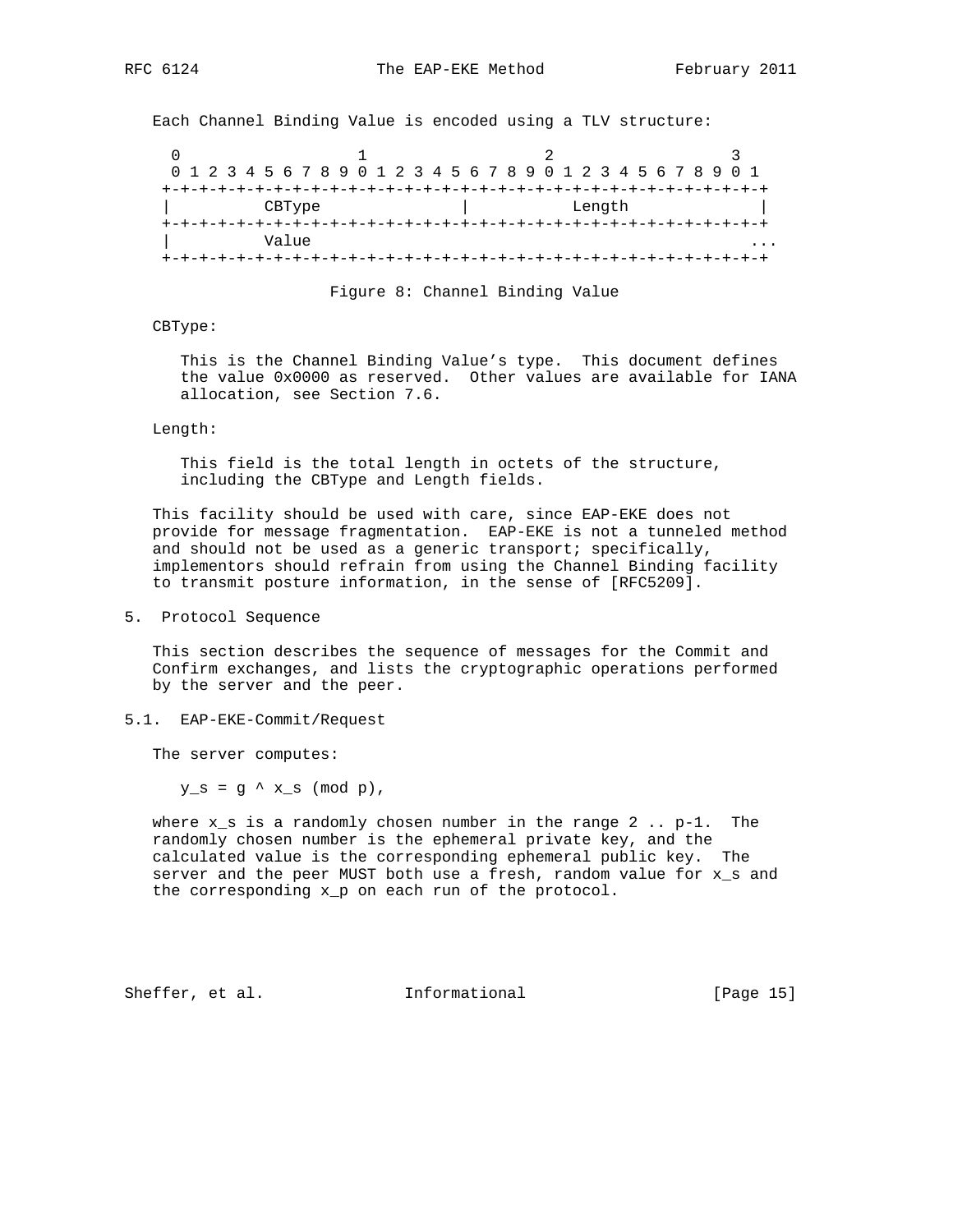Each Channel Binding Value is encoded using a TLV structure:

```
 0                   1                   2                   3
 0 1 2 3 4 5 6 7 8 9 0 1 2 3 4 5 6 7 8 9 0 1 2 3 4 5 6 7 8 9 0 1
+-+-+-+-+-+-+-+-+-+-+-+-+-+-+-+-+-+-+-+-+-+-+-+-+-+-+-+-+-+-+-+-+
|          CBType               |           Length              |
+-+-+-+-+-+-+-+-+-+-+-+-+-+-+-+-+-+-+-+-+-+-+-+-+-+-+-+-+-+-+-+-+
|          Value                                                ...
+-+-+-+-+-+-+-+-+-+-+-+-+-+-+-+-+-+-+-+-+-+-+-+-+-+-+-+-+-+-+-+-+
```

Figure 8: Channel Binding Value

CBType:

This is the Channel Binding Value's type. This document defines the value 0x0000 as reserved. Other values are available for IANA allocation, see Section 7.6.

Length:

This field is the total length in octets of the structure, including the CBType and Length fields.

This facility should be used with care, since EAP-EKE does not provide for message fragmentation. EAP-EKE is not a tunneled method and should not be used as a generic transport; specifically, implementors should refrain from using the Channel Binding facility to transmit posture information, in the sense of [RFC5209].

## 5. Protocol Sequence

This section describes the sequence of messages for the Commit and Confirm exchanges, and lists the cryptographic operations performed by the server and the peer.

### 5.1. EAP-EKE-Commit/Request

The server computes:

$$y_s = g ^ {x_s} \pmod p,$$

where $x_s$ is a randomly chosen number in the range 2 .. p-1. The randomly chosen number is the ephemeral private key, and the calculated value is the corresponding ephemeral public key. The server and the peer MUST both use a fresh, random value for $x_s$ and the corresponding $x_p$ on each run of the protocol.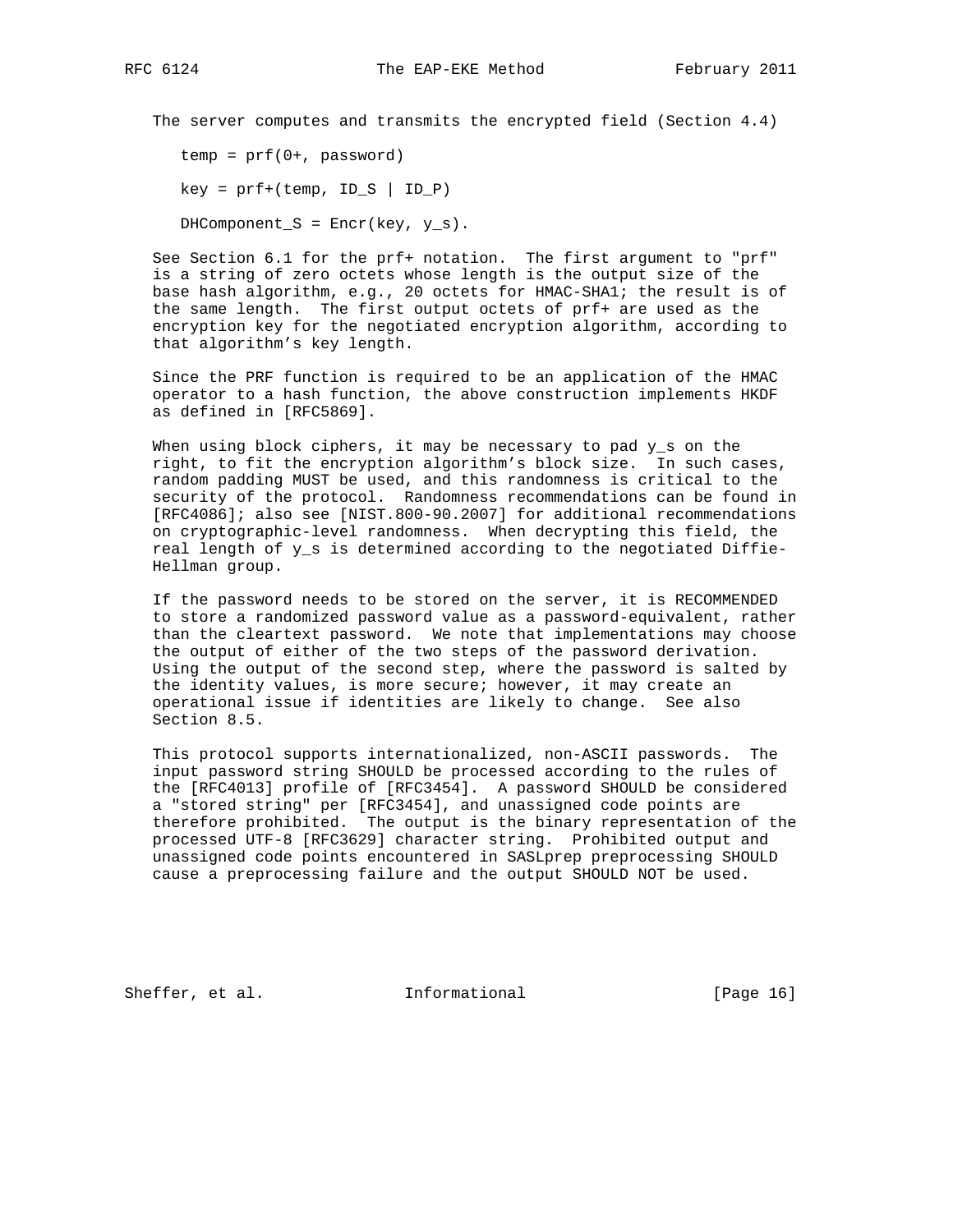The server computes and transmits the encrypted field (Section 4.4)

```
temp = prf(0+, password)

key = prf+(temp, ID_S | ID_P)

DHComponent_S = Encr(key, y_s).
```

See Section 6.1 for the prf+ notation. The first argument to "prf" is a string of zero octets whose length is the output size of the base hash algorithm, e.g., 20 octets for HMAC-SHA1; the result is of the same length. The first output octets of prf+ are used as the encryption key for the negotiated encryption algorithm, according to that algorithm's key length.

Since the PRF function is required to be an application of the HMAC operator to a hash function, the above construction implements HKDF as defined in [RFC5869].

When using block ciphers, it may be necessary to pad y_s on the right, to fit the encryption algorithm's block size. In such cases, random padding MUST be used, and this randomness is critical to the security of the protocol. Randomness recommendations can be found in [RFC4086]; also see [NIST.800-90.2007] for additional recommendations on cryptographic-level randomness. When decrypting this field, the real length of y_s is determined according to the negotiated Diffie-Hellman group.

If the password needs to be stored on the server, it is RECOMMENDED to store a randomized password value as a password-equivalent, rather than the cleartext password. We note that implementations may choose the output of either of the two steps of the password derivation. Using the output of the second step, where the password is salted by the identity values, is more secure; however, it may create an operational issue if identities are likely to change. See also Section 8.5.

This protocol supports internationalized, non-ASCII passwords. The input password string SHOULD be processed according to the rules of the [RFC4013] profile of [RFC3454]. A password SHOULD be considered a "stored string" per [RFC3454], and unassigned code points are therefore prohibited. The output is the binary representation of the processed UTF-8 [RFC3629] character string. Prohibited output and unassigned code points encountered in SASLprep preprocessing SHOULD cause a preprocessing failure and the output SHOULD NOT be used.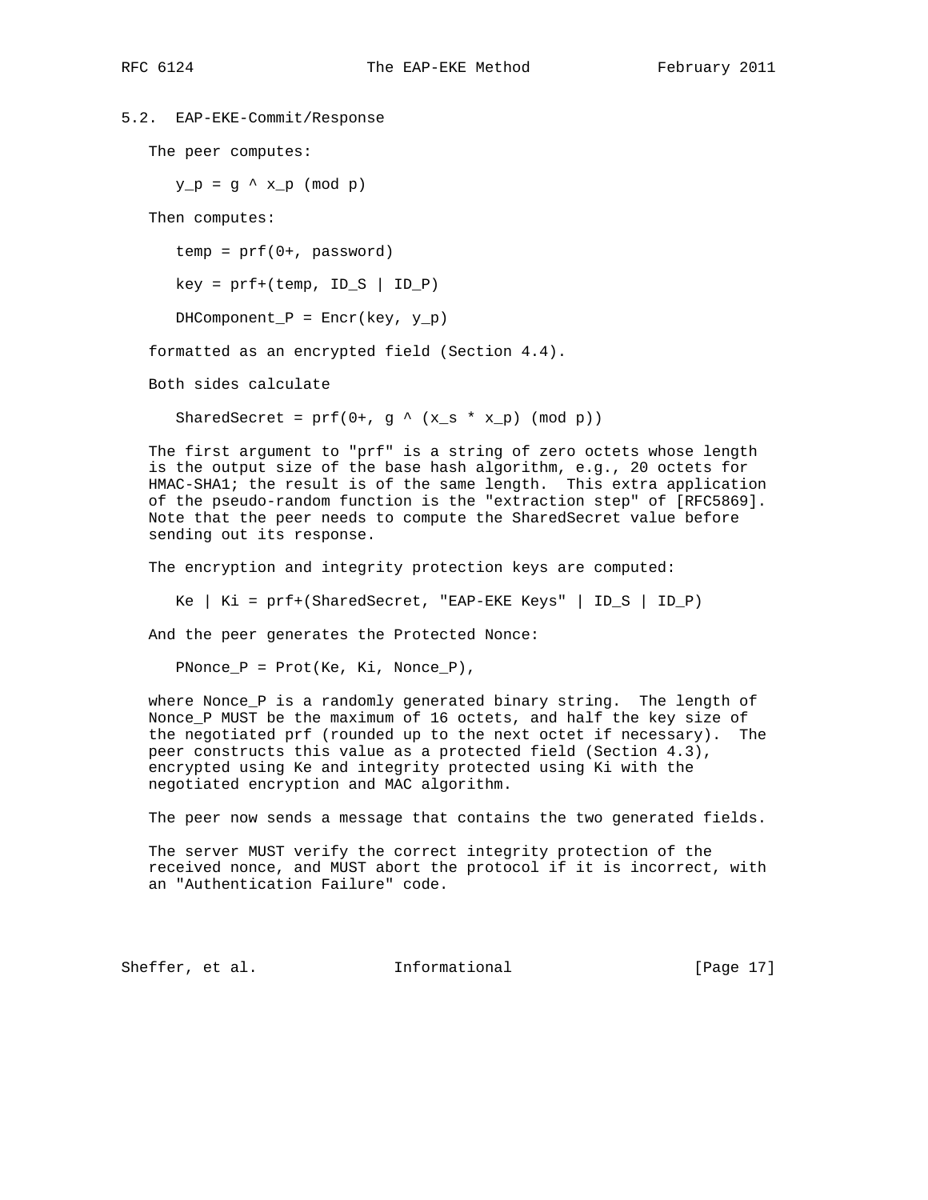## 5.2. EAP-EKE-Commit/Response

The peer computes:

$$y\_p = g ^ x\_p \pmod p$$

Then computes:

$$temp = prf(0+, password)$$

$$key = prf+(temp, ID\_S | ID\_P)$$

$$DHComponent\_P = Encr(key, y\_p)$$

formatted as an encrypted field (Section 4.4).

Both sides calculate

$$SharedSecret = prf(0+, g ^ (x\_s * x\_p) \pmod p)$$

The first argument to "prf" is a string of zero octets whose length is the output size of the base hash algorithm, e.g., 20 octets for HMAC-SHA1; the result is of the same length. This extra application of the pseudo-random function is the "extraction step" of [RFC5869]. Note that the peer needs to compute the SharedSecret value before sending out its response.

The encryption and integrity protection keys are computed:

$$Ke | Ki = prf+(SharedSecret, \text{"EAP-EKE Keys"} | ID\_S | ID\_P)$$

And the peer generates the Protected Nonce:

$$PNonce\_P = Prot(Ke, Ki, Nonce\_P),$$

where Nonce_P is a randomly generated binary string. The length of Nonce_P MUST be the maximum of 16 octets, and half the key size of the negotiated prf (rounded up to the next octet if necessary). The peer constructs this value as a protected field (Section 4.3), encrypted using Ke and integrity protected using Ki with the negotiated encryption and MAC algorithm.

The peer now sends a message that contains the two generated fields.

The server MUST verify the correct integrity protection of the received nonce, and MUST abort the protocol if it is incorrect, with an "Authentication Failure" code.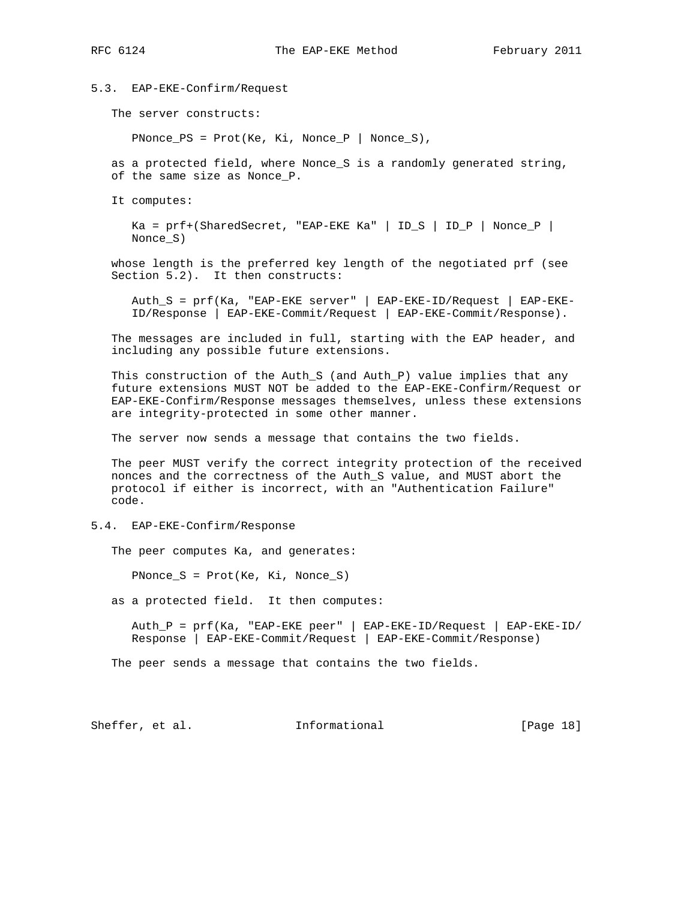### 5.3. EAP-EKE-Confirm/Request

The server constructs:

```
PNonce_PS = Prot(Ke, Ki, Nonce_P | Nonce_S),
```

as a protected field, where Nonce_S is a randomly generated string, of the same size as Nonce_P.

It computes:

```
Ka = prf+(SharedSecret, "EAP-EKE Ka" | ID_S | ID_P | Nonce_P |
Nonce_S)
```

whose length is the preferred key length of the negotiated prf (see Section 5.2). It then constructs:

```
Auth_S = prf(Ka, "EAP-EKE server" | EAP-EKE-ID/Request | EAP-EKE-
ID/Response | EAP-EKE-Commit/Request | EAP-EKE-Commit/Response).
```

The messages are included in full, starting with the EAP header, and including any possible future extensions.

This construction of the Auth_S (and Auth_P) value implies that any future extensions MUST NOT be added to the EAP-EKE-Confirm/Request or EAP-EKE-Confirm/Response messages themselves, unless these extensions are integrity-protected in some other manner.

The server now sends a message that contains the two fields.

The peer MUST verify the correct integrity protection of the received nonces and the correctness of the Auth_S value, and MUST abort the protocol if either is incorrect, with an "Authentication Failure" code.

### 5.4. EAP-EKE-Confirm/Response

The peer computes Ka, and generates:

```
PNonce_S = Prot(Ke, Ki, Nonce_S)
```

as a protected field. It then computes:

```
Auth_P = prf(Ka, "EAP-EKE peer" | EAP-EKE-ID/Request | EAP-EKE-ID/
Response | EAP-EKE-Commit/Request | EAP-EKE-Commit/Response)
```

The peer sends a message that contains the two fields.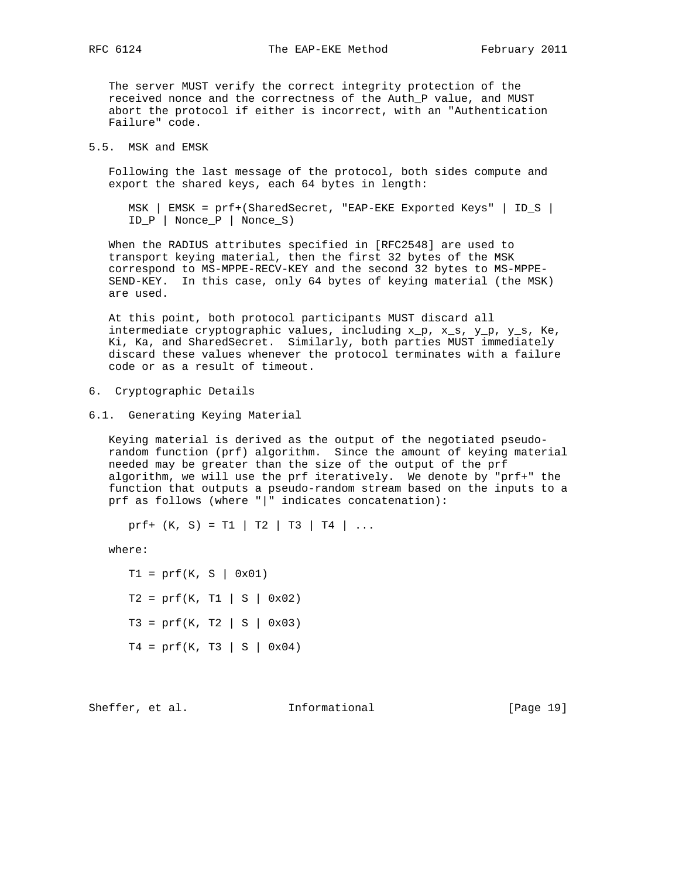The server MUST verify the correct integrity protection of the received nonce and the correctness of the Auth_P value, and MUST abort the protocol if either is incorrect, with an "Authentication Failure" code.

## 5.5. MSK and EMSK

Following the last message of the protocol, both sides compute and export the shared keys, each 64 bytes in length:

```
MSK | EMSK = prf+(SharedSecret, "EAP-EKE Exported Keys" | ID_S |
ID_P | Nonce_P | Nonce_S)
```

When the RADIUS attributes specified in [RFC2548] are used to transport keying material, then the first 32 bytes of the MSK correspond to MS-MPPE-RECV-KEY and the second 32 bytes to MS-MPPE-SEND-KEY. In this case, only 64 bytes of keying material (the MSK) are used.

At this point, both protocol participants MUST discard all intermediate cryptographic values, including x_p, x_s, y_p, y_s, Ke, Ki, Ka, and SharedSecret. Similarly, both parties MUST immediately discard these values whenever the protocol terminates with a failure code or as a result of timeout.

# 6. Cryptographic Details

## 6.1. Generating Keying Material

Keying material is derived as the output of the negotiated pseudo-random function (prf) algorithm. Since the amount of keying material needed may be greater than the size of the output of the prf algorithm, we will use the prf iteratively. We denote by "prf+" the function that outputs a pseudo-random stream based on the inputs to a prf as follows (where "|" indicates concatenation):

```
prf+ (K, S) = T1 | T2 | T3 | T4 | ...
```

where:

```
T1 = prf(K, S | 0x01)

T2 = prf(K, T1 | S | 0x02)

T3 = prf(K, T2 | S | 0x03)

T4 = prf(K, T3 | S | 0x04)
```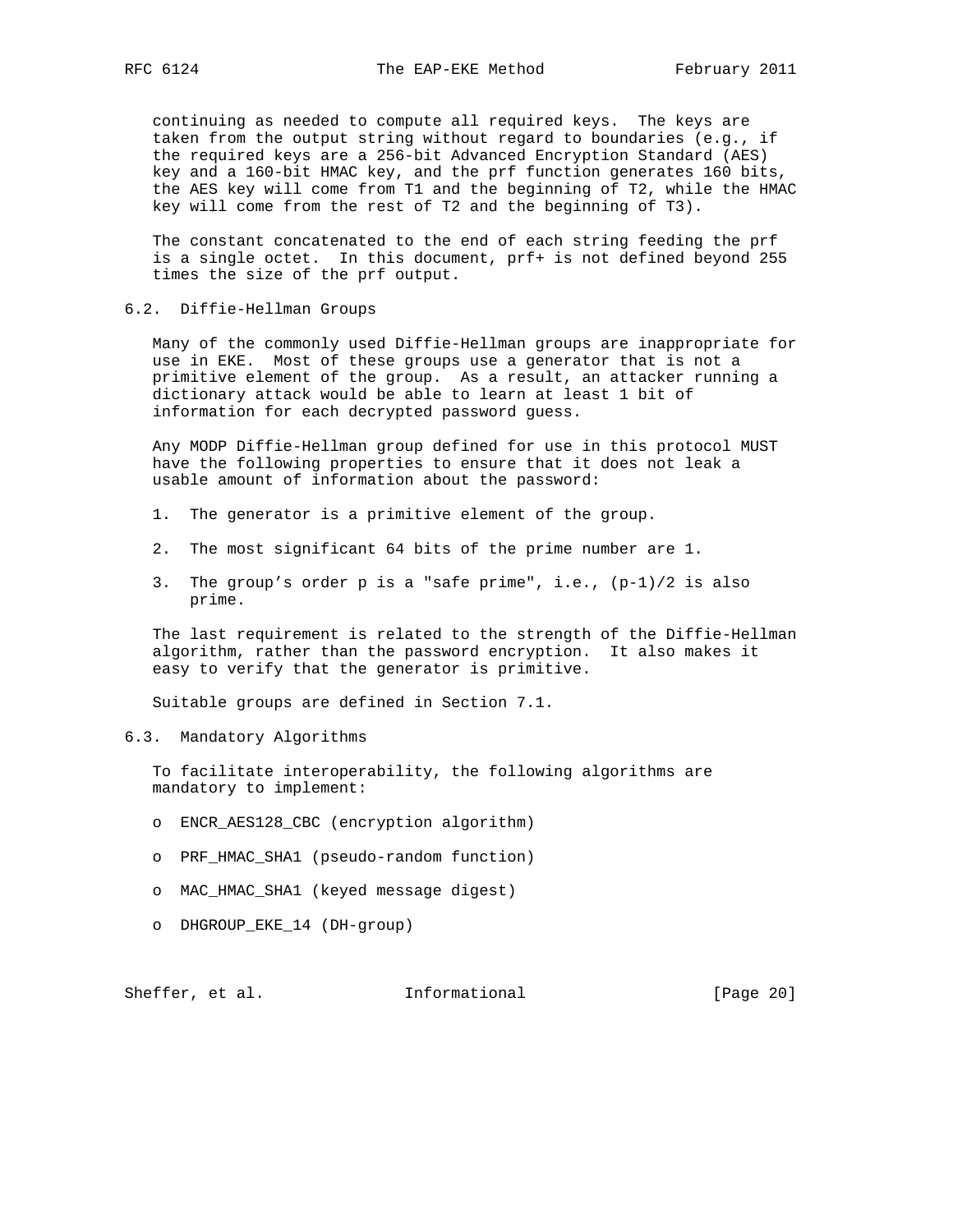continuing as needed to compute all required keys. The keys are taken from the output string without regard to boundaries (e.g., if the required keys are a 256-bit Advanced Encryption Standard (AES) key and a 160-bit HMAC key, and the prf function generates 160 bits, the AES key will come from T1 and the beginning of T2, while the HMAC key will come from the rest of T2 and the beginning of T3).

The constant concatenated to the end of each string feeding the prf is a single octet. In this document, prf+ is not defined beyond 255 times the size of the prf output.

### 6.2. Diffie-Hellman Groups

Many of the commonly used Diffie-Hellman groups are inappropriate for use in EKE. Most of these groups use a generator that is not a primitive element of the group. As a result, an attacker running a dictionary attack would be able to learn at least 1 bit of information for each decrypted password guess.

Any MODP Diffie-Hellman group defined for use in this protocol MUST have the following properties to ensure that it does not leak a usable amount of information about the password:

1. The generator is a primitive element of the group.
2. The most significant 64 bits of the prime number are 1.
3. The group's order p is a "safe prime", i.e., (p-1)/2 is also prime.

The last requirement is related to the strength of the Diffie-Hellman algorithm, rather than the password encryption. It also makes it easy to verify that the generator is primitive.

Suitable groups are defined in Section 7.1.

### 6.3. Mandatory Algorithms

To facilitate interoperability, the following algorithms are mandatory to implement:

- ENCR_AES128_CBC (encryption algorithm)
- PRF_HMAC_SHA1 (pseudo-random function)
- MAC_HMAC_SHA1 (keyed message digest)
- DHGROUP_EKE_14 (DH-group)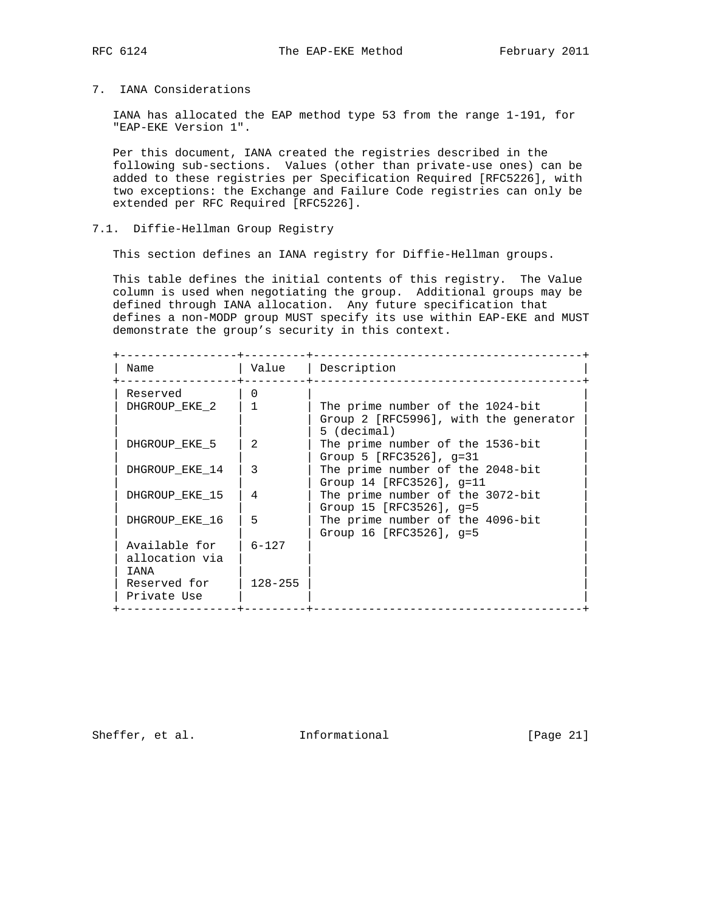## 7. IANA Considerations

IANA has allocated the EAP method type 53 from the range 1-191, for "EAP-EKE Version 1".

Per this document, IANA created the registries described in the following sub-sections. Values (other than private-use ones) can be added to these registries per Specification Required [RFC5226], with two exceptions: the Exchange and Failure Code registries can only be extended per RFC Required [RFC5226].

### 7.1. Diffie-Hellman Group Registry

This section defines an IANA registry for Diffie-Hellman groups.

This table defines the initial contents of this registry. The Value column is used when negotiating the group. Additional groups may be defined through IANA allocation. Any future specification that defines a non-MODP group MUST specify its use within EAP-EKE and MUST demonstrate the group's security in this context.

| Name | Value | Description |
|---|---|---|
| Reserved | 0 | |
| DHGROUP_EKE_2 | 1 | The prime number of the 1024-bit Group 2 [RFC5996], with the generator 5 (decimal) |
| DHGROUP_EKE_5 | 2 | The prime number of the 1536-bit Group 5 [RFC3526], g=31 |
| DHGROUP_EKE_14 | 3 | The prime number of the 2048-bit Group 14 [RFC3526], g=11 |
| DHGROUP_EKE_15 | 4 | The prime number of the 3072-bit Group 15 [RFC3526], g=5 |
| DHGROUP_EKE_16 | 5 | The prime number of the 4096-bit Group 16 [RFC3526], g=5 |
| Available for allocation via IANA | 6-127 | |
| Reserved for Private Use | 128-255 | |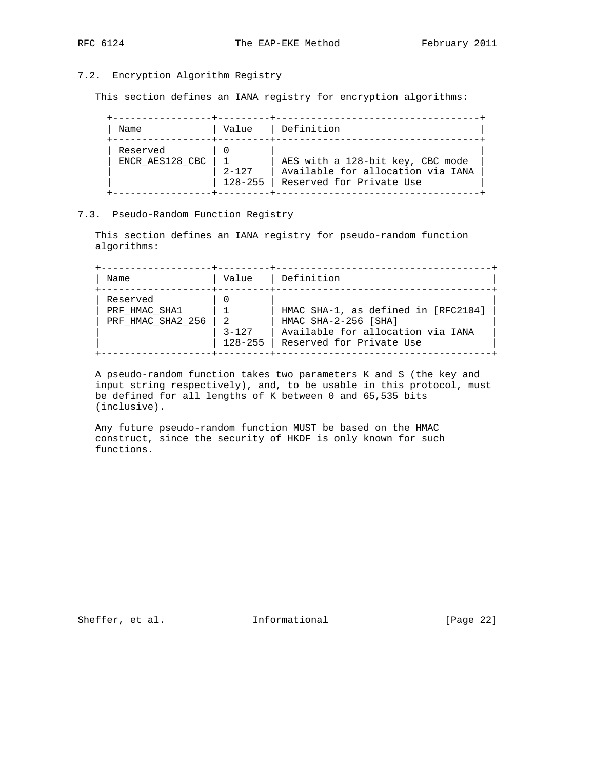## 7.2. Encryption Algorithm Registry

This section defines an IANA registry for encryption algorithms:

| Name | Value | Definition |
|---|---|---|
| Reserved | 0 | |
| ENCR_AES128_CBC | 1 | AES with a 128-bit key, CBC mode |
| | 2-127 | Available for allocation via IANA |
| | 128-255 | Reserved for Private Use |

## 7.3. Pseudo-Random Function Registry

This section defines an IANA registry for pseudo-random function algorithms:

| Name | Value | Definition |
|---|---|---|
| Reserved | 0 | |
| PRF_HMAC_SHA1 | 1 | HMAC SHA-1, as defined in [RFC2104] |
| PRF_HMAC_SHA2_256 | 2 | HMAC SHA-2-256 [SHA] |
| | 3-127 | Available for allocation via IANA |
| | 128-255 | Reserved for Private Use |

A pseudo-random function takes two parameters K and S (the key and input string respectively), and, to be usable in this protocol, must be defined for all lengths of K between 0 and 65,535 bits (inclusive).

Any future pseudo-random function MUST be based on the HMAC construct, since the security of HKDF is only known for such functions.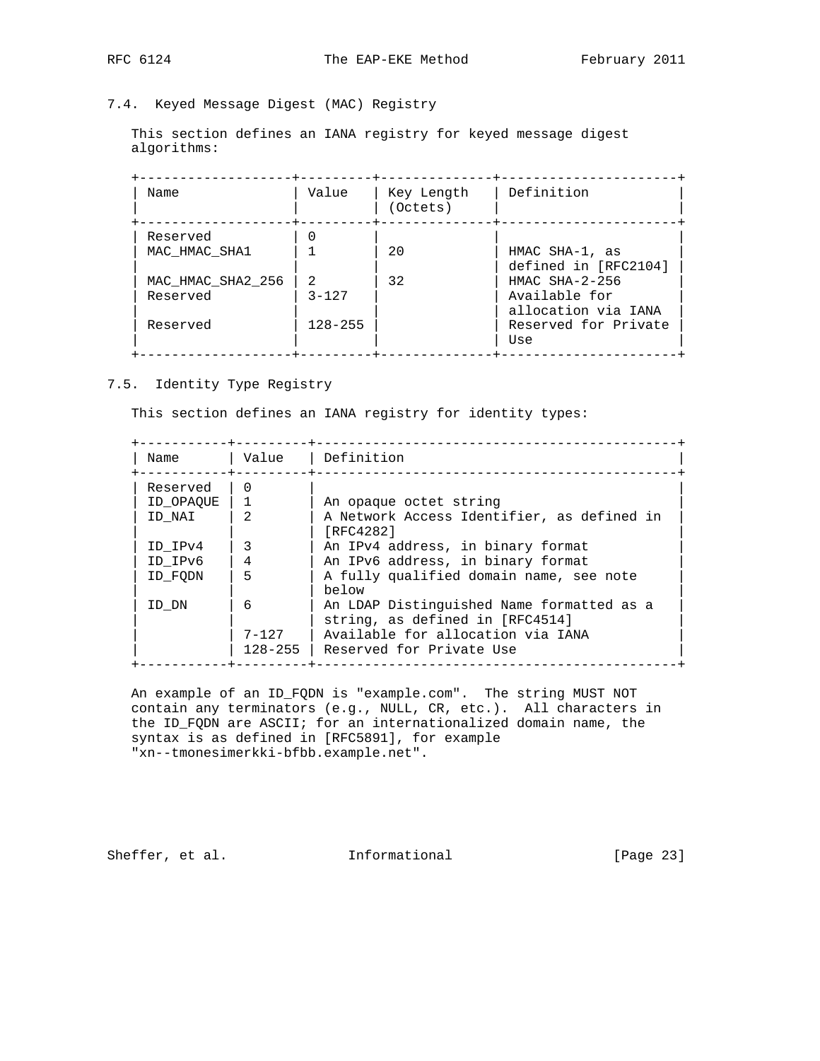### 7.4. Keyed Message Digest (MAC) Registry

This section defines an IANA registry for keyed message digest algorithms:

| Name | Value | Key Length (Octets) | Definition |
| --- | --- | --- | --- |
| Reserved | 0 | | |
| MAC_HMAC_SHA1 | 1 | 20 | HMAC SHA-1, as defined in [RFC2104] |
| MAC_HMAC_SHA2_256 | 2 | 32 | HMAC SHA-2-256 |
| Reserved | 3-127 | | Available for allocation via IANA |
| Reserved | 128-255 | | Reserved for Private Use |

### 7.5. Identity Type Registry

This section defines an IANA registry for identity types:

| Name | Value | Definition |
| --- | --- | --- |
| Reserved | 0 | |
| ID_OPAQUE | 1 | An opaque octet string |
| ID_NAI | 2 | A Network Access Identifier, as defined in [RFC4282] |
| ID_IPv4 | 3 | An IPv4 address, in binary format |
| ID_IPv6 | 4 | An IPv6 address, in binary format |
| ID_FQDN | 5 | A fully qualified domain name, see note below |
| ID_DN | 6 | An LDAP Distinguished Name formatted as a string, as defined in [RFC4514] |
| | 7-127 | Available for allocation via IANA |
| | 128-255 | Reserved for Private Use |

An example of an ID_FQDN is "example.com". The string MUST NOT contain any terminators (e.g., NULL, CR, etc.). All characters in the ID_FQDN are ASCII; for an internationalized domain name, the syntax is as defined in [RFC5891], for example "xn--tmonesimerkki-bfbb.example.net".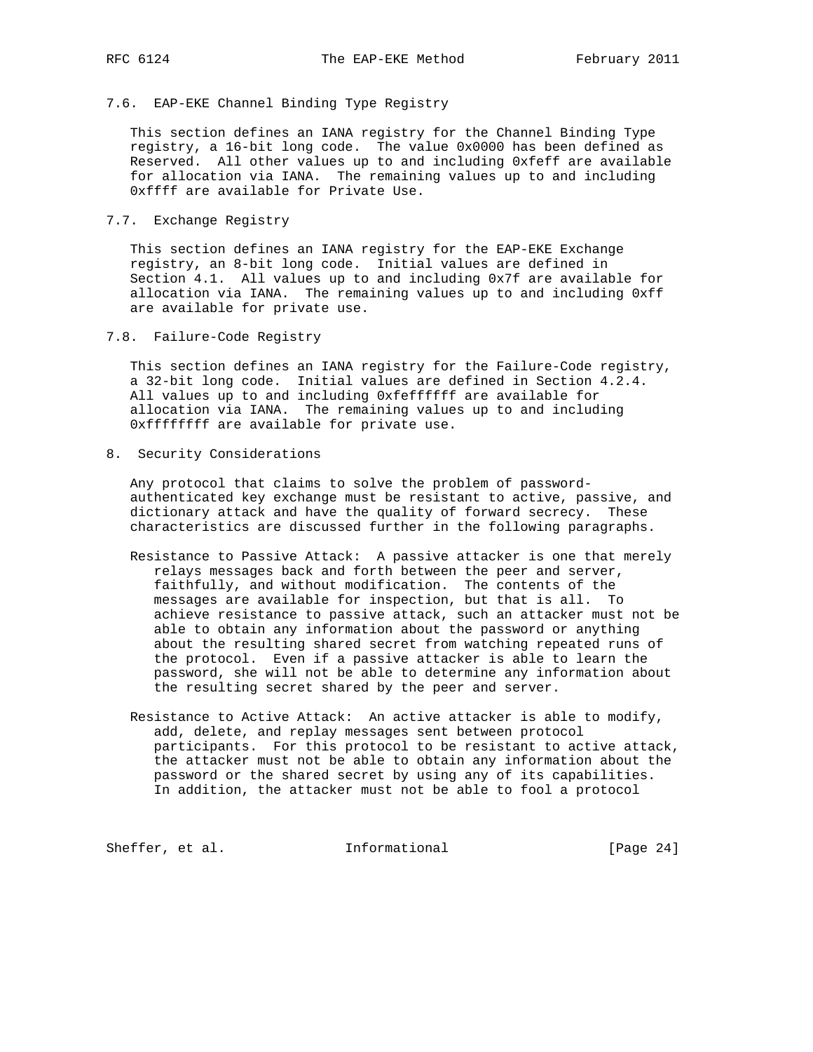### 7.6. EAP-EKE Channel Binding Type Registry

This section defines an IANA registry for the Channel Binding Type registry, a 16-bit long code. The value 0x0000 has been defined as Reserved. All other values up to and including 0xfeff are available for allocation via IANA. The remaining values up to and including 0xffff are available for Private Use.

### 7.7. Exchange Registry

This section defines an IANA registry for the EAP-EKE Exchange registry, an 8-bit long code. Initial values are defined in Section 4.1. All values up to and including 0x7f are available for allocation via IANA. The remaining values up to and including 0xff are available for private use.

### 7.8. Failure-Code Registry

This section defines an IANA registry for the Failure-Code registry, a 32-bit long code. Initial values are defined in Section 4.2.4. All values up to and including 0xfeffffff are available for allocation via IANA. The remaining values up to and including 0xffffffff are available for private use.

## 8. Security Considerations

Any protocol that claims to solve the problem of password-authenticated key exchange must be resistant to active, passive, and dictionary attack and have the quality of forward secrecy. These characteristics are discussed further in the following paragraphs.

Resistance to Passive Attack: A passive attacker is one that merely relays messages back and forth between the peer and server, faithfully, and without modification. The contents of the messages are available for inspection, but that is all. To achieve resistance to passive attack, such an attacker must not be able to obtain any information about the password or anything about the resulting shared secret from watching repeated runs of the protocol. Even if a passive attacker is able to learn the password, she will not be able to determine any information about the resulting secret shared by the peer and server.

Resistance to Active Attack: An active attacker is able to modify, add, delete, and replay messages sent between protocol participants. For this protocol to be resistant to active attack, the attacker must not be able to obtain any information about the password or the shared secret by using any of its capabilities. In addition, the attacker must not be able to fool a protocol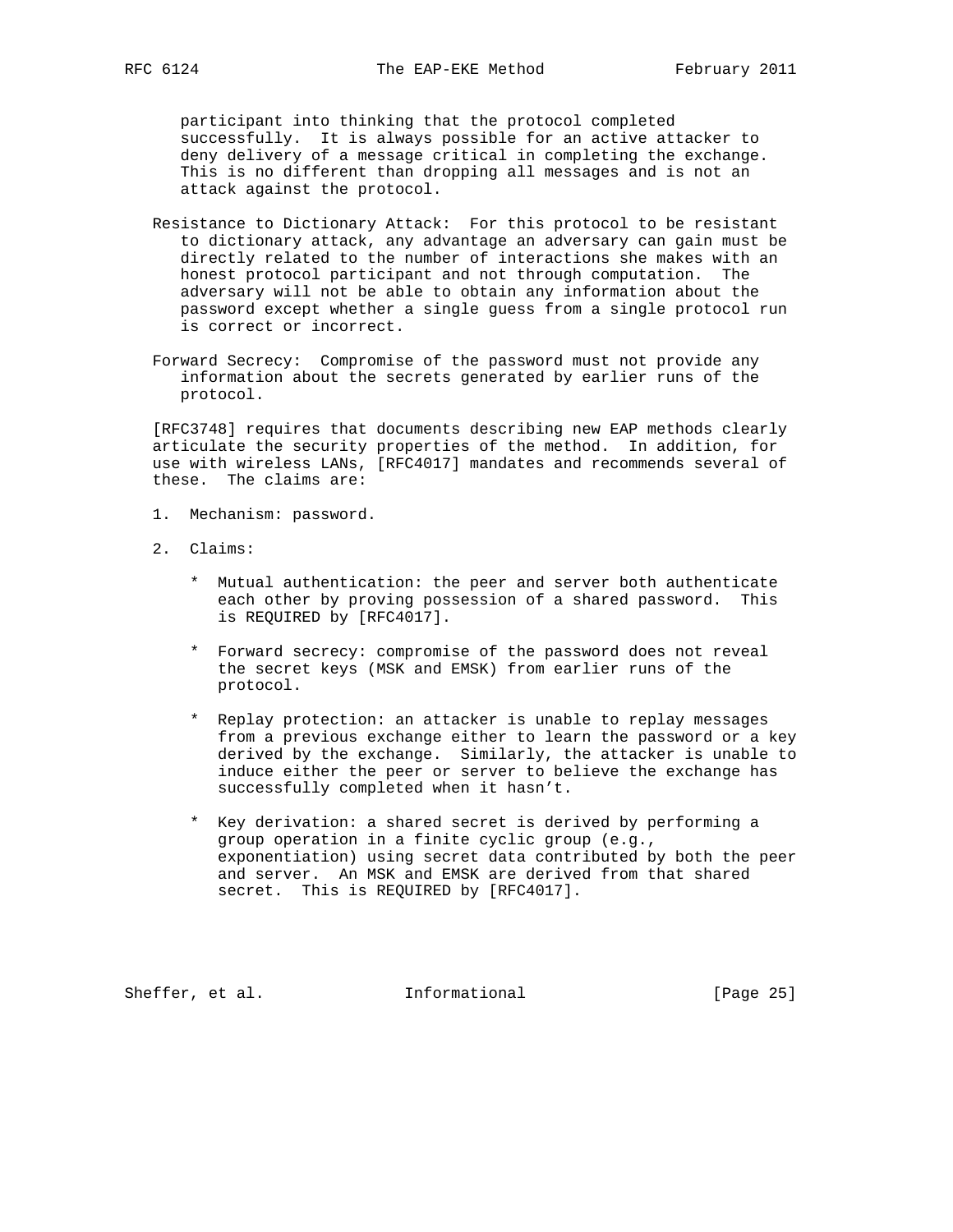participant into thinking that the protocol completed successfully. It is always possible for an active attacker to deny delivery of a message critical in completing the exchange. This is no different than dropping all messages and is not an attack against the protocol.

Resistance to Dictionary Attack: For this protocol to be resistant to dictionary attack, any advantage an adversary can gain must be directly related to the number of interactions she makes with an honest protocol participant and not through computation. The adversary will not be able to obtain any information about the password except whether a single guess from a single protocol run is correct or incorrect.

Forward Secrecy: Compromise of the password must not provide any information about the secrets generated by earlier runs of the protocol.

[RFC3748] requires that documents describing new EAP methods clearly articulate the security properties of the method. In addition, for use with wireless LANs, [RFC4017] mandates and recommends several of these. The claims are:

1. Mechanism: password.

2. Claims:

   * Mutual authentication: the peer and server both authenticate each other by proving possession of a shared password. This is REQUIRED by [RFC4017].

   * Forward secrecy: compromise of the password does not reveal the secret keys (MSK and EMSK) from earlier runs of the protocol.

   * Replay protection: an attacker is unable to replay messages from a previous exchange either to learn the password or a key derived by the exchange. Similarly, the attacker is unable to induce either the peer or server to believe the exchange has successfully completed when it hasn't.

   * Key derivation: a shared secret is derived by performing a group operation in a finite cyclic group (e.g., exponentiation) using secret data contributed by both the peer and server. An MSK and EMSK are derived from that shared secret. This is REQUIRED by [RFC4017].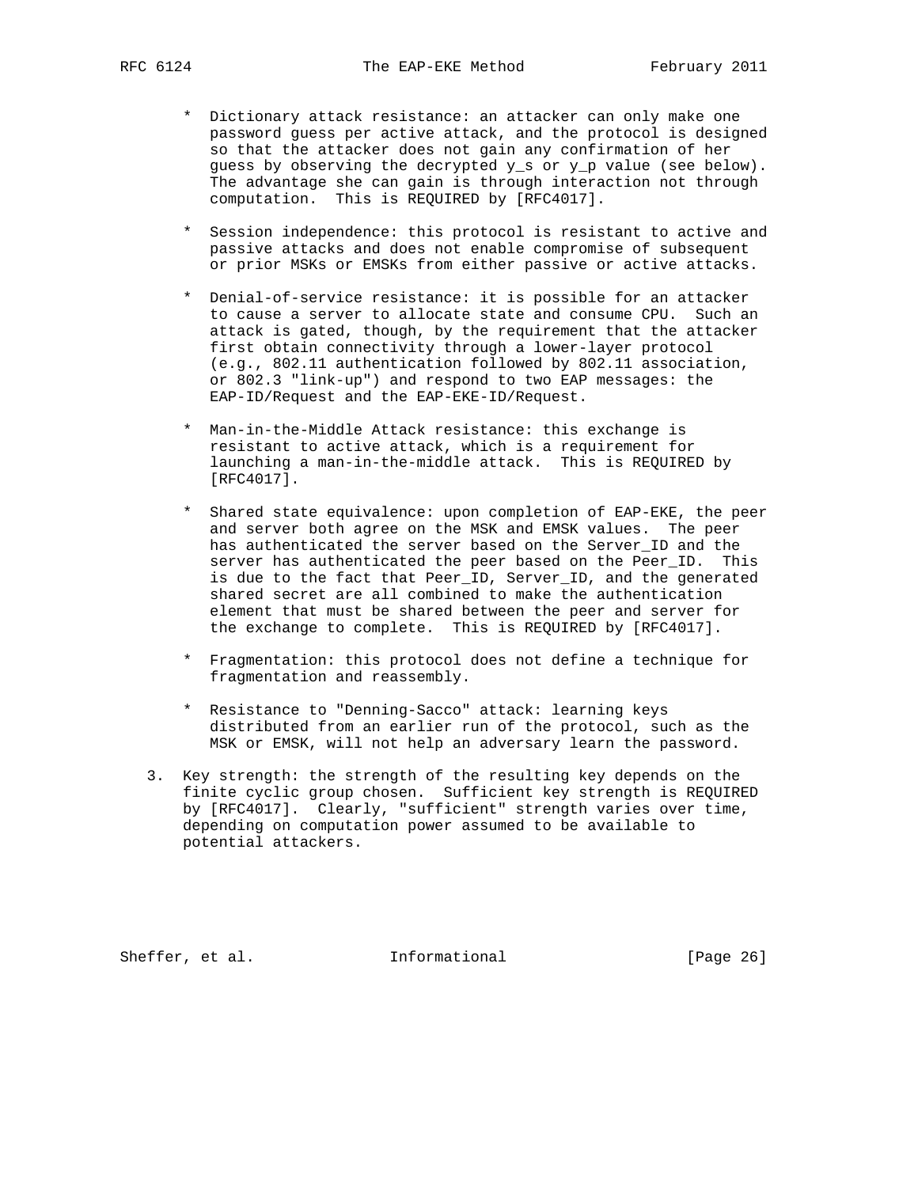- Dictionary attack resistance: an attacker can only make one password guess per active attack, and the protocol is designed so that the attacker does not gain any confirmation of her guess by observing the decrypted $y_s$ or $y_p$ value (see below). The advantage she can gain is through interaction not through computation. This is REQUIRED by [RFC4017].

- Session independence: this protocol is resistant to active and passive attacks and does not enable compromise of subsequent or prior MSKs or EMSKs from either passive or active attacks.

- Denial-of-service resistance: it is possible for an attacker to cause a server to allocate state and consume CPU. Such an attack is gated, though, by the requirement that the attacker first obtain connectivity through a lower-layer protocol (e.g., 802.11 authentication followed by 802.11 association, or 802.3 "link-up") and respond to two EAP messages: the EAP-ID/Request and the EAP-EKE-ID/Request.

- Man-in-the-Middle Attack resistance: this exchange is resistant to active attack, which is a requirement for launching a man-in-the-middle attack. This is REQUIRED by [RFC4017].

- Shared state equivalence: upon completion of EAP-EKE, the peer and server both agree on the MSK and EMSK values. The peer has authenticated the server based on the Server_ID and the server has authenticated the peer based on the Peer_ID. This is due to the fact that Peer_ID, Server_ID, and the generated shared secret are all combined to make the authentication element that must be shared between the peer and server for the exchange to complete. This is REQUIRED by [RFC4017].

- Fragmentation: this protocol does not define a technique for fragmentation and reassembly.

- Resistance to "Denning-Sacco" attack: learning keys distributed from an earlier run of the protocol, such as the MSK or EMSK, will not help an adversary learn the password.

3. Key strength: the strength of the resulting key depends on the finite cyclic group chosen. Sufficient key strength is REQUIRED by [RFC4017]. Clearly, "sufficient" strength varies over time, depending on computation power assumed to be available to potential attackers.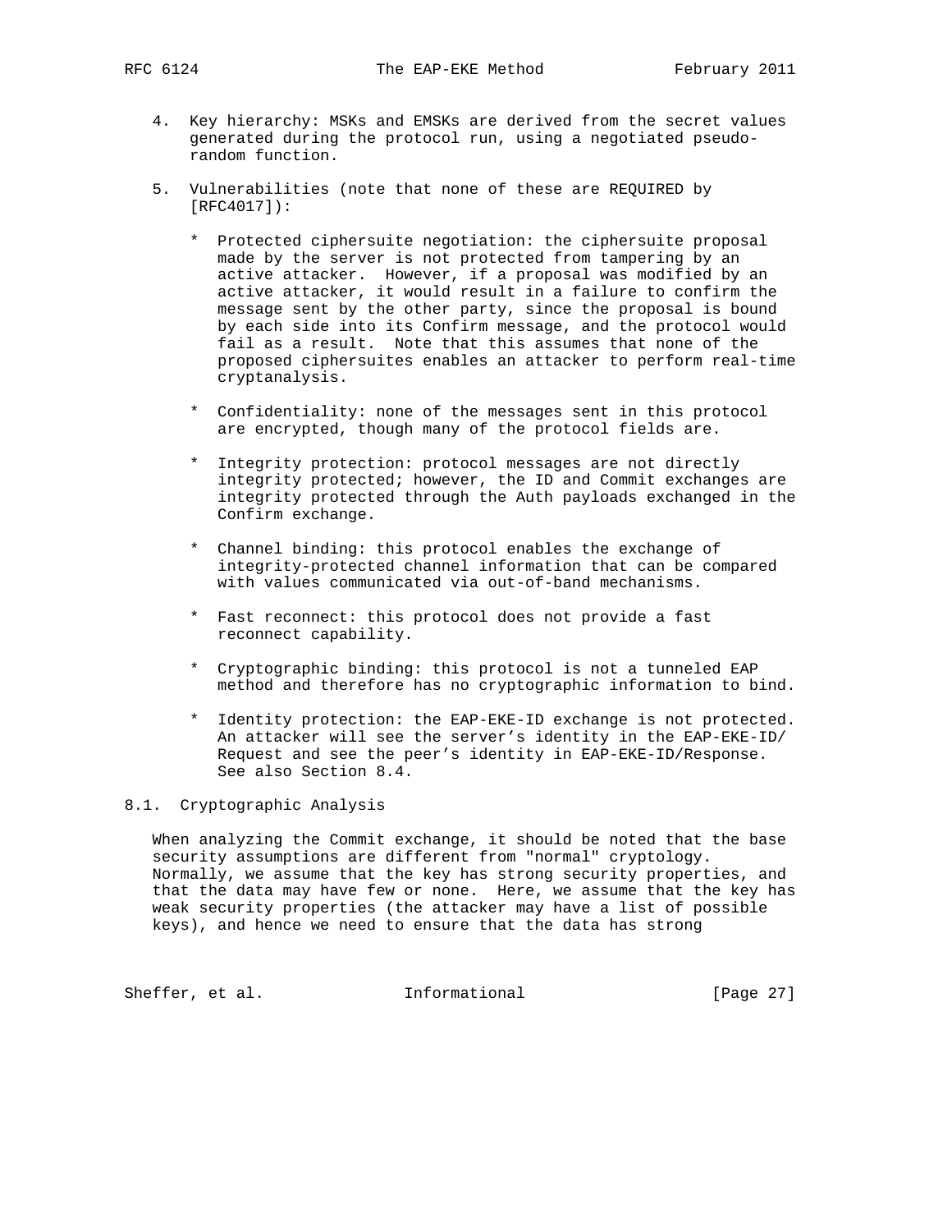4. Key hierarchy: MSKs and EMSKs are derived from the secret values generated during the protocol run, using a negotiated pseudo-random function.

5. Vulnerabilities (note that none of these are REQUIRED by [RFC4017]):

   * Protected ciphersuite negotiation: the ciphersuite proposal made by the server is not protected from tampering by an active attacker. However, if a proposal was modified by an active attacker, it would result in a failure to confirm the message sent by the other party, since the proposal is bound by each side into its Confirm message, and the protocol would fail as a result. Note that this assumes that none of the proposed ciphersuites enables an attacker to perform real-time cryptanalysis.

   * Confidentiality: none of the messages sent in this protocol are encrypted, though many of the protocol fields are.

   * Integrity protection: protocol messages are not directly integrity protected; however, the ID and Commit exchanges are integrity protected through the Auth payloads exchanged in the Confirm exchange.

   * Channel binding: this protocol enables the exchange of integrity-protected channel information that can be compared with values communicated via out-of-band mechanisms.

   * Fast reconnect: this protocol does not provide a fast reconnect capability.

   * Cryptographic binding: this protocol is not a tunneled EAP method and therefore has no cryptographic information to bind.

   * Identity protection: the EAP-EKE-ID exchange is not protected. An attacker will see the server's identity in the EAP-EKE-ID/Request and see the peer's identity in EAP-EKE-ID/Response. See also Section 8.4.

## 8.1. Cryptographic Analysis

When analyzing the Commit exchange, it should be noted that the base security assumptions are different from "normal" cryptology. Normally, we assume that the key has strong security properties, and that the data may have few or none. Here, we assume that the key has weak security properties (the attacker may have a list of possible keys), and hence we need to ensure that the data has strong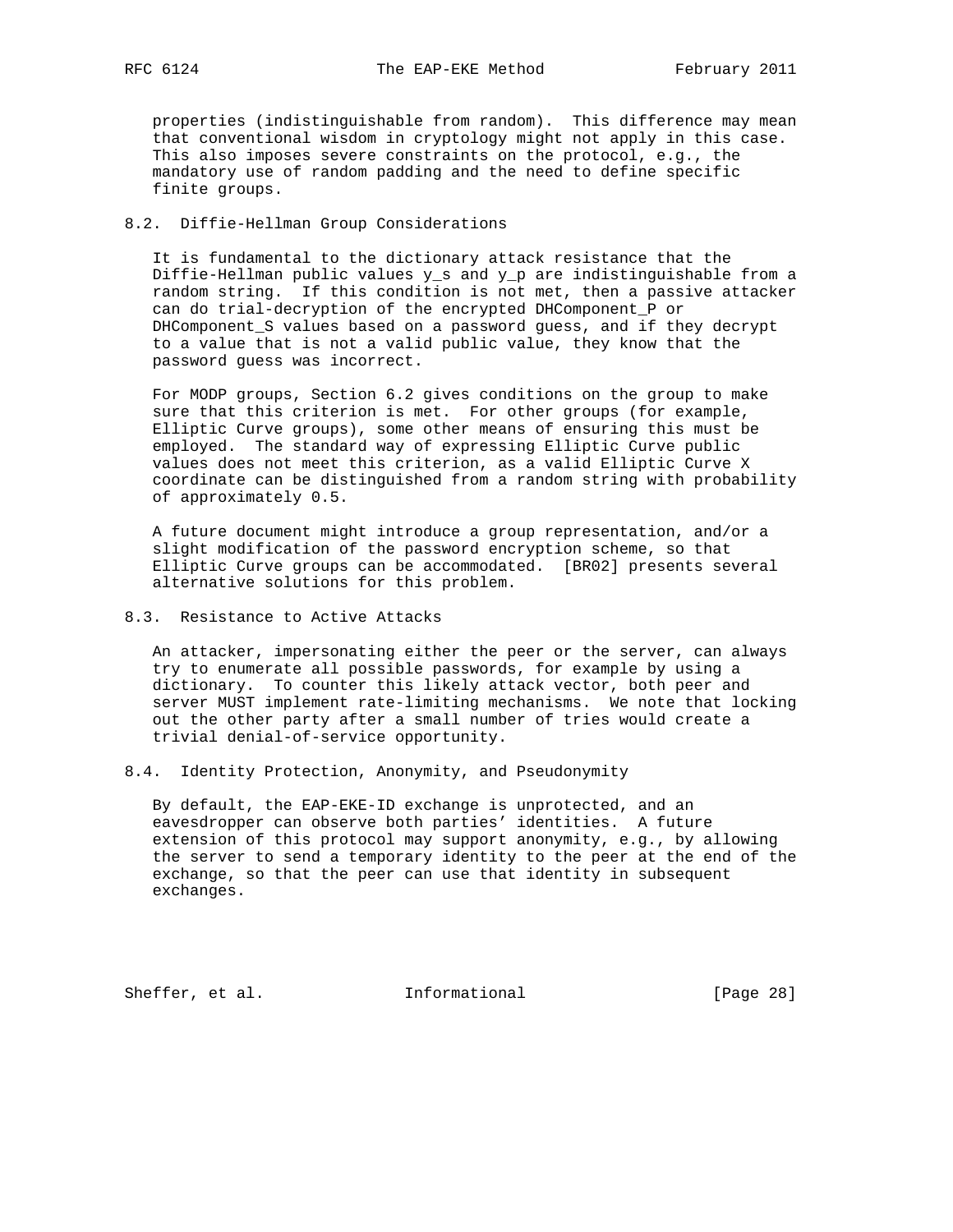properties (indistinguishable from random). This difference may mean that conventional wisdom in cryptology might not apply in this case. This also imposes severe constraints on the protocol, e.g., the mandatory use of random padding and the need to define specific finite groups.

## 8.2. Diffie-Hellman Group Considerations

It is fundamental to the dictionary attack resistance that the Diffie-Hellman public values $y_s$ and $y_p$ are indistinguishable from a random string. If this condition is not met, then a passive attacker can do trial-decryption of the encrypted DHComponent_P or DHComponent_S values based on a password guess, and if they decrypt to a value that is not a valid public value, they know that the password guess was incorrect.

For MODP groups, Section 6.2 gives conditions on the group to make sure that this criterion is met. For other groups (for example, Elliptic Curve groups), some other means of ensuring this must be employed. The standard way of expressing Elliptic Curve public values does not meet this criterion, as a valid Elliptic Curve X coordinate can be distinguished from a random string with probability of approximately 0.5.

A future document might introduce a group representation, and/or a slight modification of the password encryption scheme, so that Elliptic Curve groups can be accommodated. [BR02] presents several alternative solutions for this problem.

## 8.3. Resistance to Active Attacks

An attacker, impersonating either the peer or the server, can always try to enumerate all possible passwords, for example by using a dictionary. To counter this likely attack vector, both peer and server MUST implement rate-limiting mechanisms. We note that locking out the other party after a small number of tries would create a trivial denial-of-service opportunity.

## 8.4. Identity Protection, Anonymity, and Pseudonymity

By default, the EAP-EKE-ID exchange is unprotected, and an eavesdropper can observe both parties' identities. A future extension of this protocol may support anonymity, e.g., by allowing the server to send a temporary identity to the peer at the end of the exchange, so that the peer can use that identity in subsequent exchanges.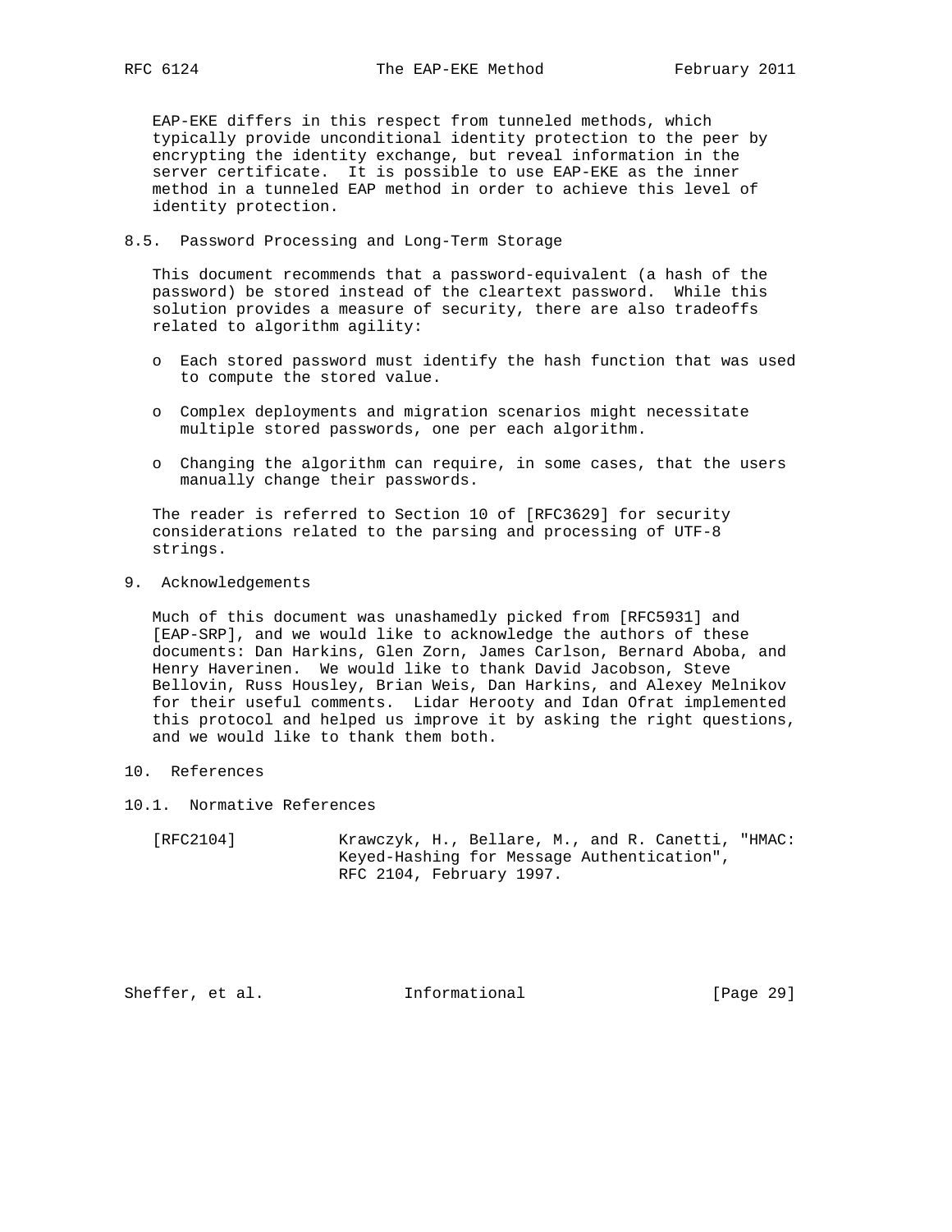EAP-EKE differs in this respect from tunneled methods, which typically provide unconditional identity protection to the peer by encrypting the identity exchange, but reveal information in the server certificate. It is possible to use EAP-EKE as the inner method in a tunneled EAP method in order to achieve this level of identity protection.

### 8.5. Password Processing and Long-Term Storage

This document recommends that a password-equivalent (a hash of the password) be stored instead of the cleartext password. While this solution provides a measure of security, there are also tradeoffs related to algorithm agility:

- Each stored password must identify the hash function that was used to compute the stored value.
- Complex deployments and migration scenarios might necessitate multiple stored passwords, one per each algorithm.
- Changing the algorithm can require, in some cases, that the users manually change their passwords.

The reader is referred to Section 10 of [RFC3629] for security considerations related to the parsing and processing of UTF-8 strings.

## 9. Acknowledgements

Much of this document was unashamedly picked from [RFC5931] and [EAP-SRP], and we would like to acknowledge the authors of these documents: Dan Harkins, Glen Zorn, James Carlson, Bernard Aboba, and Henry Haverinen. We would like to thank David Jacobson, Steve Bellovin, Russ Housley, Brian Weis, Dan Harkins, and Alexey Melnikov for their useful comments. Lidar Herooty and Idan Ofrat implemented this protocol and helped us improve it by asking the right questions, and we would like to thank them both.

## 10. References

### 10.1. Normative References

[RFC2104] Krawczyk, H., Bellare, M., and R. Canetti, "HMAC: Keyed-Hashing for Message Authentication", RFC 2104, February 1997.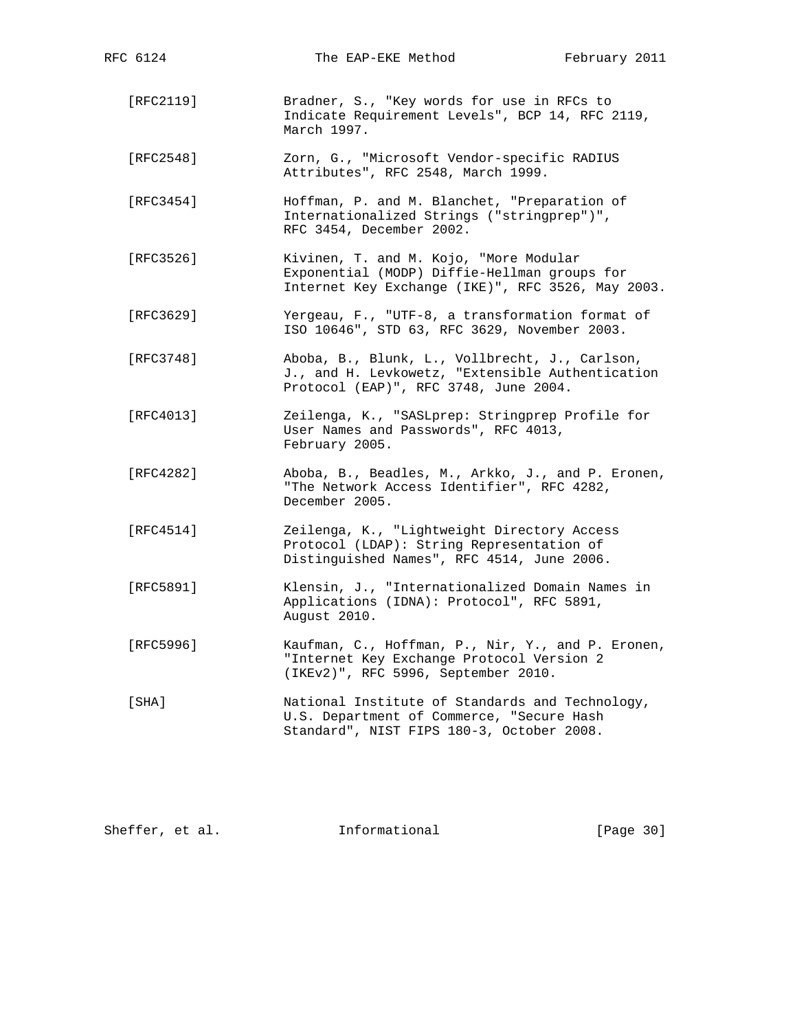[RFC2119] Bradner, S., "Key words for use in RFCs to Indicate Requirement Levels", BCP 14, RFC 2119, March 1997.

[RFC2548] Zorn, G., "Microsoft Vendor-specific RADIUS Attributes", RFC 2548, March 1999.

[RFC3454] Hoffman, P. and M. Blanchet, "Preparation of Internationalized Strings ("stringprep")", RFC 3454, December 2002.

[RFC3526] Kivinen, T. and M. Kojo, "More Modular Exponential (MODP) Diffie-Hellman groups for Internet Key Exchange (IKE)", RFC 3526, May 2003.

[RFC3629] Yergeau, F., "UTF-8, a transformation format of ISO 10646", STD 63, RFC 3629, November 2003.

[RFC3748] Aboba, B., Blunk, L., Vollbrecht, J., Carlson, J., and H. Levkowetz, "Extensible Authentication Protocol (EAP)", RFC 3748, June 2004.

[RFC4013] Zeilenga, K., "SASLprep: Stringprep Profile for User Names and Passwords", RFC 4013, February 2005.

[RFC4282] Aboba, B., Beadles, M., Arkko, J., and P. Eronen, "The Network Access Identifier", RFC 4282, December 2005.

[RFC4514] Zeilenga, K., "Lightweight Directory Access Protocol (LDAP): String Representation of Distinguished Names", RFC 4514, June 2006.

[RFC5891] Klensin, J., "Internationalized Domain Names in Applications (IDNA): Protocol", RFC 5891, August 2010.

[RFC5996] Kaufman, C., Hoffman, P., Nir, Y., and P. Eronen, "Internet Key Exchange Protocol Version 2 (IKEv2)", RFC 5996, September 2010.

[SHA] National Institute of Standards and Technology, U.S. Department of Commerce, "Secure Hash Standard", NIST FIPS 180-3, October 2008.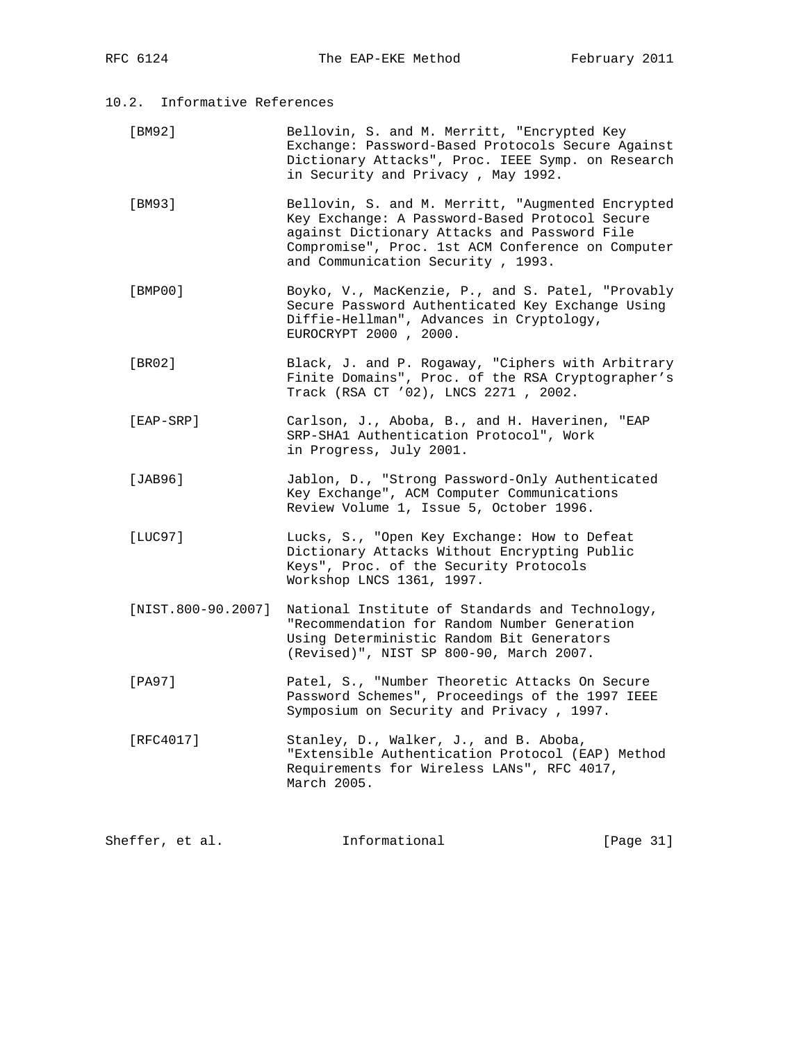### 10.2. Informative References

[BM92] Bellovin, S. and M. Merritt, "Encrypted Key Exchange: Password-Based Protocols Secure Against Dictionary Attacks", Proc. IEEE Symp. on Research in Security and Privacy , May 1992.

[BM93] Bellovin, S. and M. Merritt, "Augmented Encrypted Key Exchange: A Password-Based Protocol Secure against Dictionary Attacks and Password File Compromise", Proc. 1st ACM Conference on Computer and Communication Security , 1993.

[BMP00] Boyko, V., MacKenzie, P., and S. Patel, "Provably Secure Password Authenticated Key Exchange Using Diffie-Hellman", Advances in Cryptology, EUROCRYPT 2000 , 2000.

[BR02] Black, J. and P. Rogaway, "Ciphers with Arbitrary Finite Domains", Proc. of the RSA Cryptographer's Track (RSA CT '02), LNCS 2271 , 2002.

[EAP-SRP] Carlson, J., Aboba, B., and H. Haverinen, "EAP SRP-SHA1 Authentication Protocol", Work in Progress, July 2001.

[JAB96] Jablon, D., "Strong Password-Only Authenticated Key Exchange", ACM Computer Communications Review Volume 1, Issue 5, October 1996.

[LUC97] Lucks, S., "Open Key Exchange: How to Defeat Dictionary Attacks Without Encrypting Public Keys", Proc. of the Security Protocols Workshop LNCS 1361, 1997.

[NIST.800-90.2007] National Institute of Standards and Technology, "Recommendation for Random Number Generation Using Deterministic Random Bit Generators (Revised)", NIST SP 800-90, March 2007.

[PA97] Patel, S., "Number Theoretic Attacks On Secure Password Schemes", Proceedings of the 1997 IEEE Symposium on Security and Privacy , 1997.

[RFC4017] Stanley, D., Walker, J., and B. Aboba, "Extensible Authentication Protocol (EAP) Method Requirements for Wireless LANs", RFC 4017, March 2005.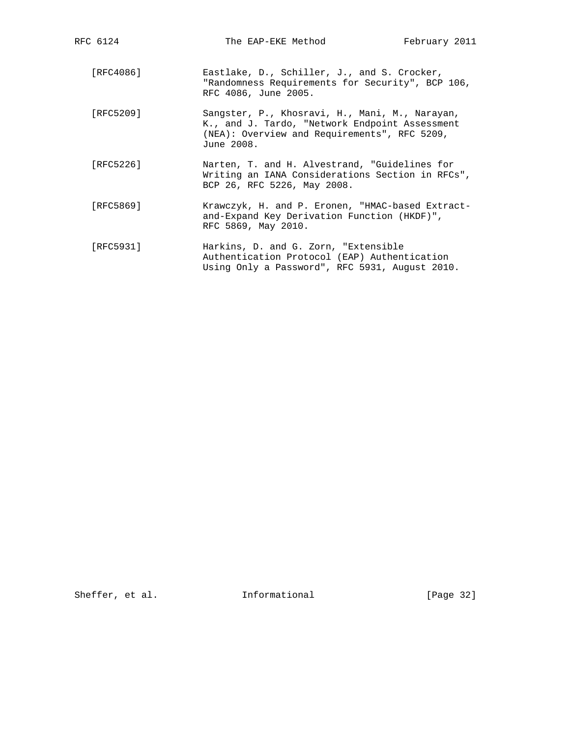[RFC4086] Eastlake, D., Schiller, J., and S. Crocker, "Randomness Requirements for Security", BCP 106, RFC 4086, June 2005.

[RFC5209] Sangster, P., Khosravi, H., Mani, M., Narayan, K., and J. Tardo, "Network Endpoint Assessment (NEA): Overview and Requirements", RFC 5209, June 2008.

[RFC5226] Narten, T. and H. Alvestrand, "Guidelines for Writing an IANA Considerations Section in RFCs", BCP 26, RFC 5226, May 2008.

[RFC5869] Krawczyk, H. and P. Eronen, "HMAC-based Extract-and-Expand Key Derivation Function (HKDF)", RFC 5869, May 2010.

[RFC5931] Harkins, D. and G. Zorn, "Extensible Authentication Protocol (EAP) Authentication Using Only a Password", RFC 5931, August 2010.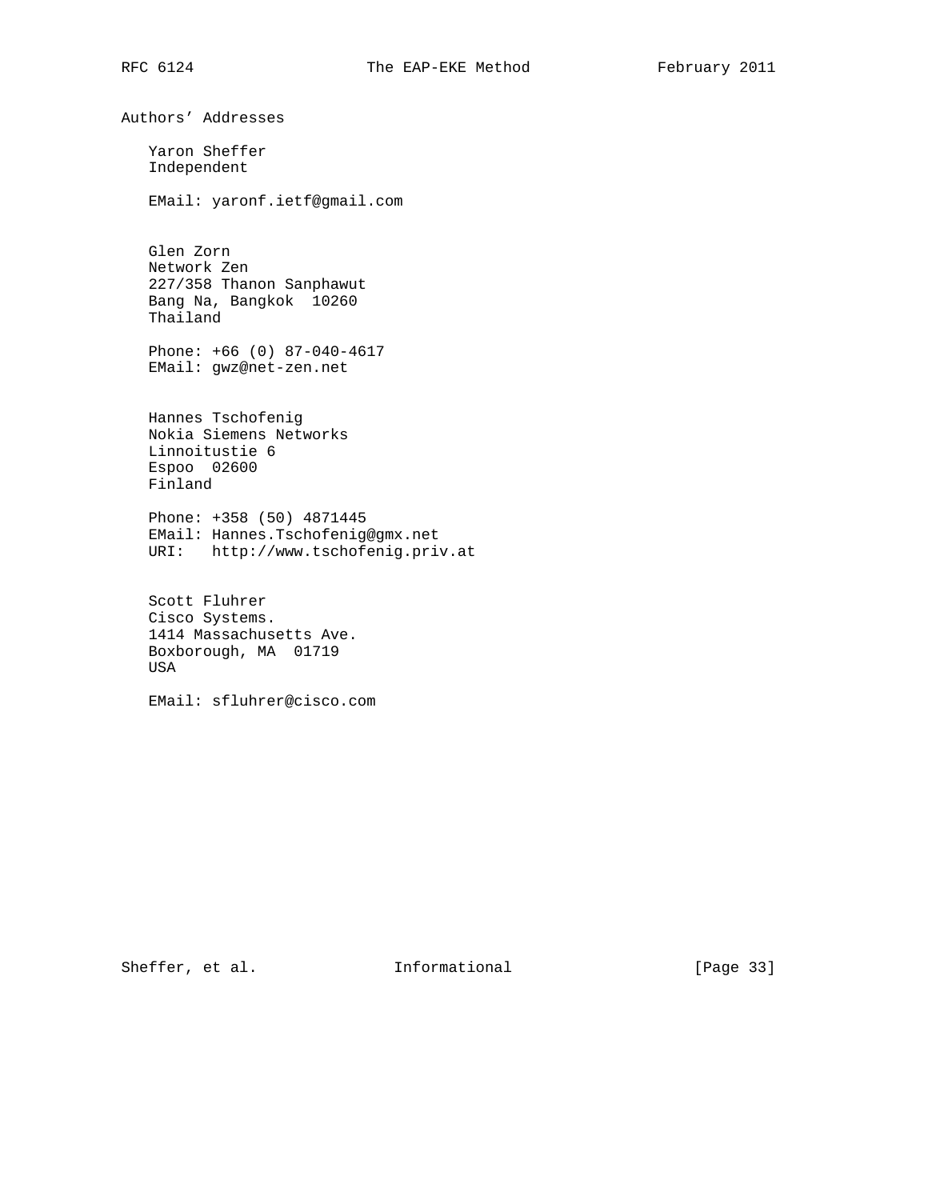## Authors' Addresses

Yaron Sheffer
Independent

EMail: yaronf.ietf@gmail.com

Glen Zorn
Network Zen
227/358 Thanon Sanphawut
Bang Na, Bangkok 10260
Thailand

Phone: +66 (0) 87-040-4617
EMail: gwz@net-zen.net

Hannes Tschofenig
Nokia Siemens Networks
Linnoitustie 6
Espoo 02600
Finland

Phone: +358 (50) 4871445
EMail: Hannes.Tschofenig@gmx.net
URI: http://www.tschofenig.priv.at

Scott Fluhrer
Cisco Systems.
1414 Massachusetts Ave.
Boxborough, MA 01719
USA

EMail: sfluhrer@cisco.com